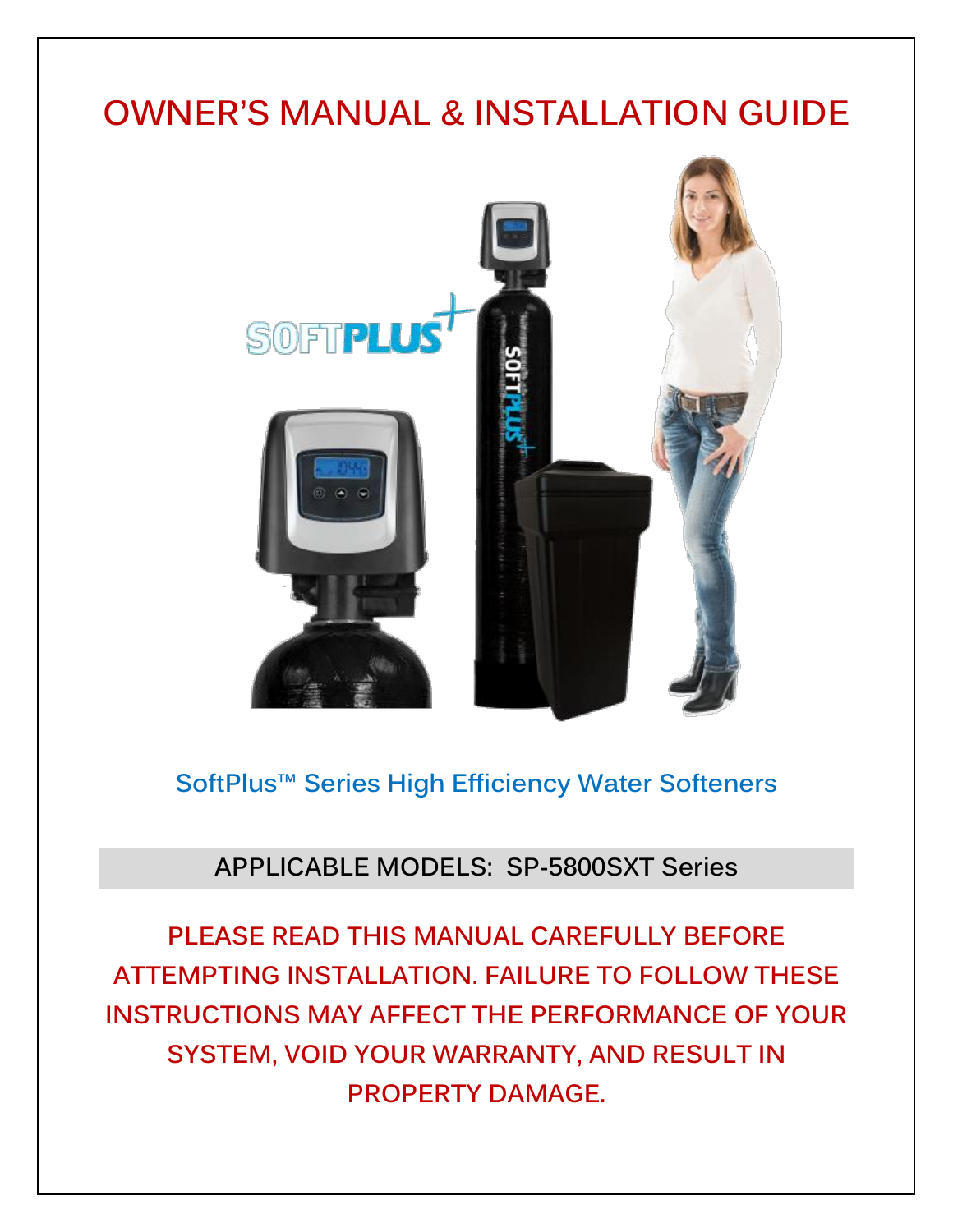# OWNER'S MANUAL & INSTALLATION GUIDE

SoftPlus™ Series High Efficiency Water Softeners

**APPLICABLE MODELS: SP-5800SXT Series**

**PLEASE READ THIS MANUAL CAREFULLY BEFORE ATTEMPTING INSTALLATION. FAILURE TO FOLLOW THESE INSTRUCTIONS MAY AFFECT THE PERFORMANCE OF YOUR SYSTEM, VOID YOUR WARRANTY, AND RESULT IN PROPERTY DAMAGE.**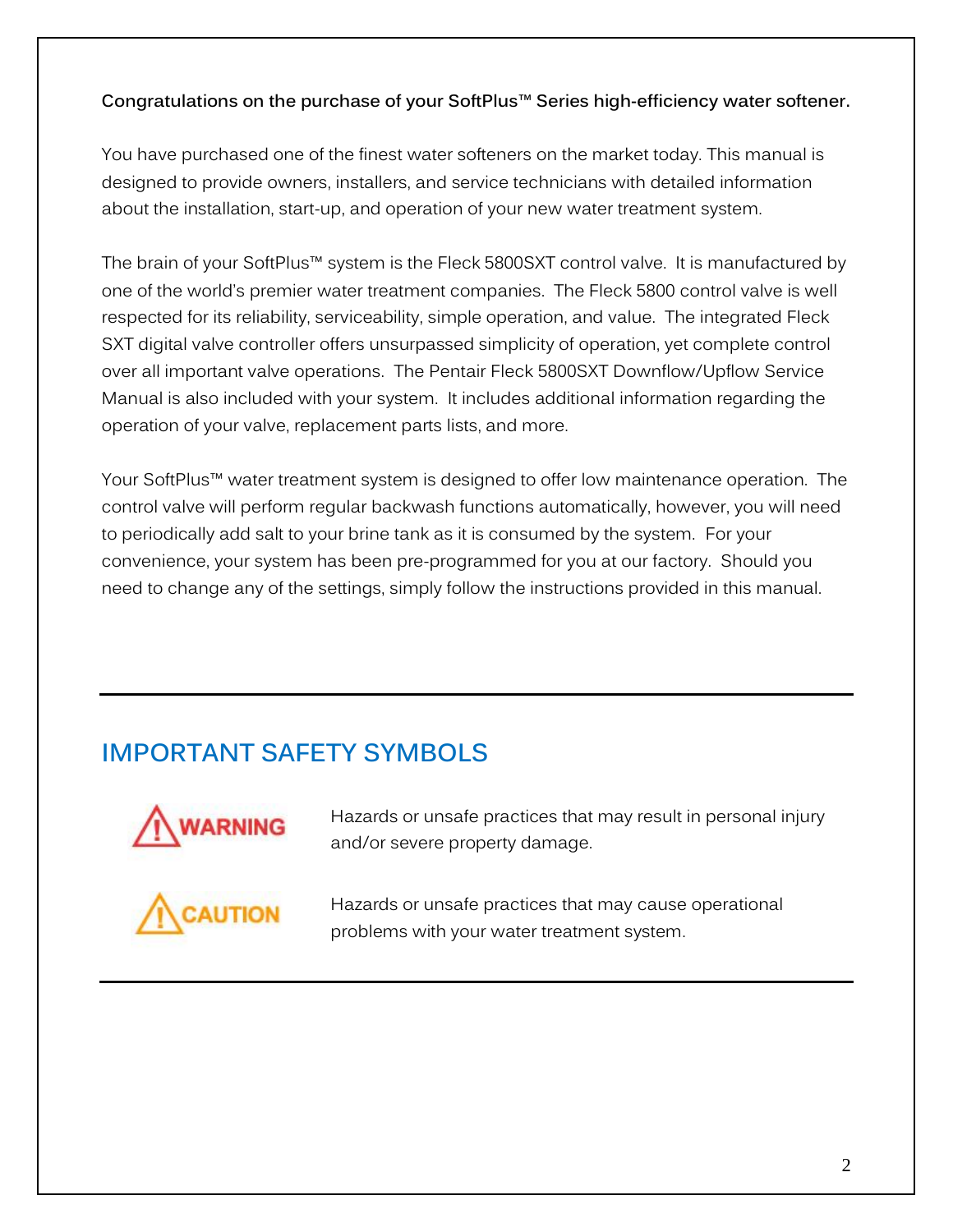**Congratulations on the purchase of your SoftPlus™ Series high-efficiency water softener.**

You have purchased one of the finest water softeners on the market today. This manual is designed to provide owners, installers, and service technicians with detailed information about the installation, start-up, and operation of your new water treatment system.

The brain of your SoftPlus™ system is the Fleck 5800SXT control valve. It is manufactured by one of the world's premier water treatment companies. The Fleck 5800 control valve is well respected for its reliability, serviceability, simple operation, and value. The integrated Fleck SXT digital valve controller offers unsurpassed simplicity of operation, yet complete control over all important valve operations. The Pentair Fleck 5800SXT Downflow/Upflow Service Manual is also included with your system. It includes additional information regarding the operation of your valve, replacement parts lists, and more.

Your SoftPlus™ water treatment system is designed to offer low maintenance operation. The control valve will perform regular backwash functions automatically, however, you will need to periodically add salt to your brine tank as it is consumed by the system. For your convenience, your system has been pre-programmed for you at our factory. Should you need to change any of the settings, simply follow the instructions provided in this manual.

---

## IMPORTANT SAFETY SYMBOLS

| | |
|---|---|
| ⚠ WARNING | Hazards or unsafe practices that may result in personal injury and/or severe property damage. |
| ⚠ CAUTION | Hazards or unsafe practices that may cause operational problems with your water treatment system. |

---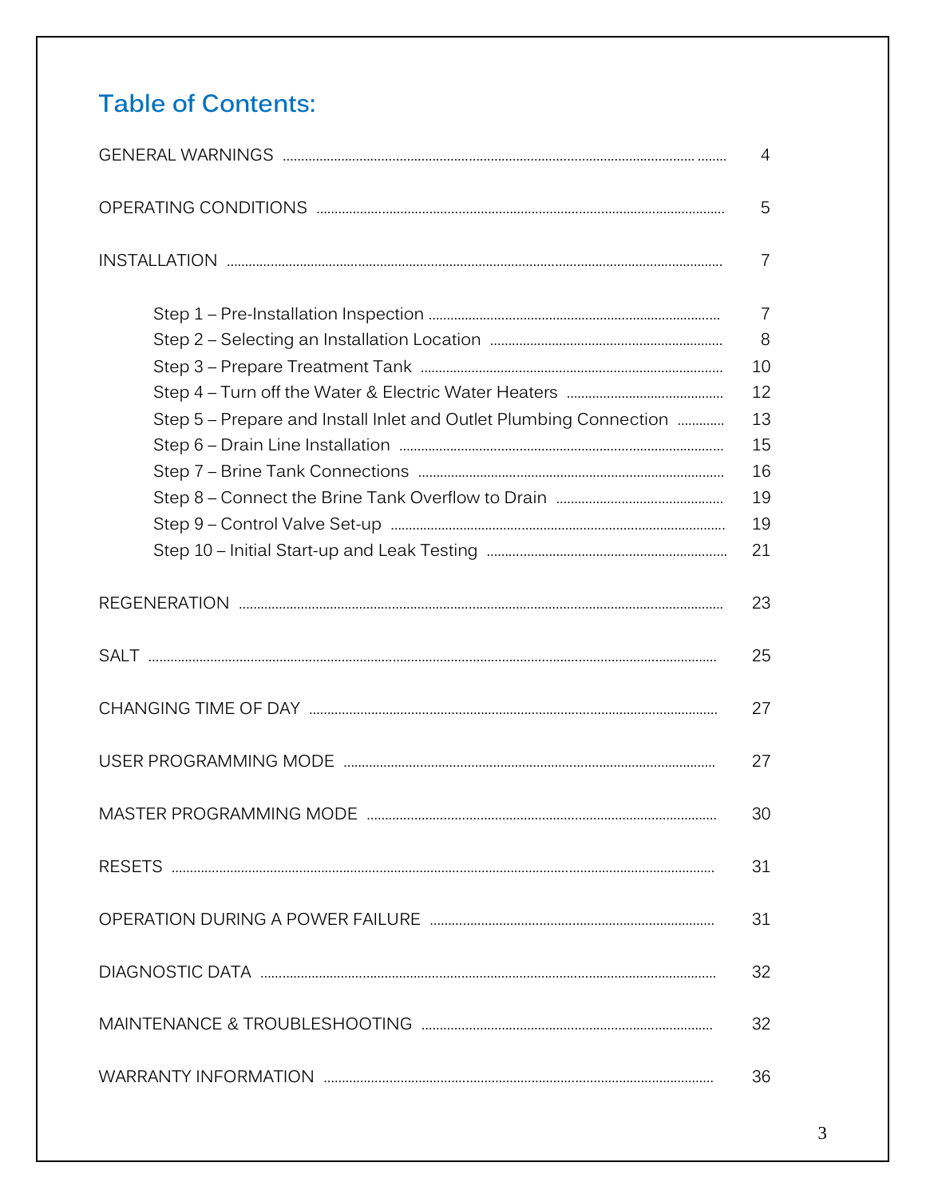## Table of Contents:

| | |
|---|---|
| GENERAL WARNINGS | 4 |
| OPERATING CONDITIONS | 5 |
| INSTALLATION | 7 |
| Step 1 – Pre-Installation Inspection | 7 |
| Step 2 – Selecting an Installation Location | 8 |
| Step 3 – Prepare Treatment Tank | 10 |
| Step 4 – Turn off the Water & Electric Water Heaters | 12 |
| Step 5 – Prepare and Install Inlet and Outlet Plumbing Connection | 13 |
| Step 6 – Drain Line Installation | 15 |
| Step 7 – Brine Tank Connections | 16 |
| Step 8 – Connect the Brine Tank Overflow to Drain | 19 |
| Step 9 – Control Valve Set-up | 19 |
| Step 10 – Initial Start-up and Leak Testing | 21 |
| REGENERATION | 23 |
| SALT | 25 |
| CHANGING TIME OF DAY | 27 |
| USER PROGRAMMING MODE | 27 |
| MASTER PROGRAMMING MODE | 30 |
| RESETS | 31 |
| OPERATION DURING A POWER FAILURE | 31 |
| DIAGNOSTIC DATA | 32 |
| MAINTENANCE & TROUBLESHOOTING | 32 |
| WARRANTY INFORMATION | 36 |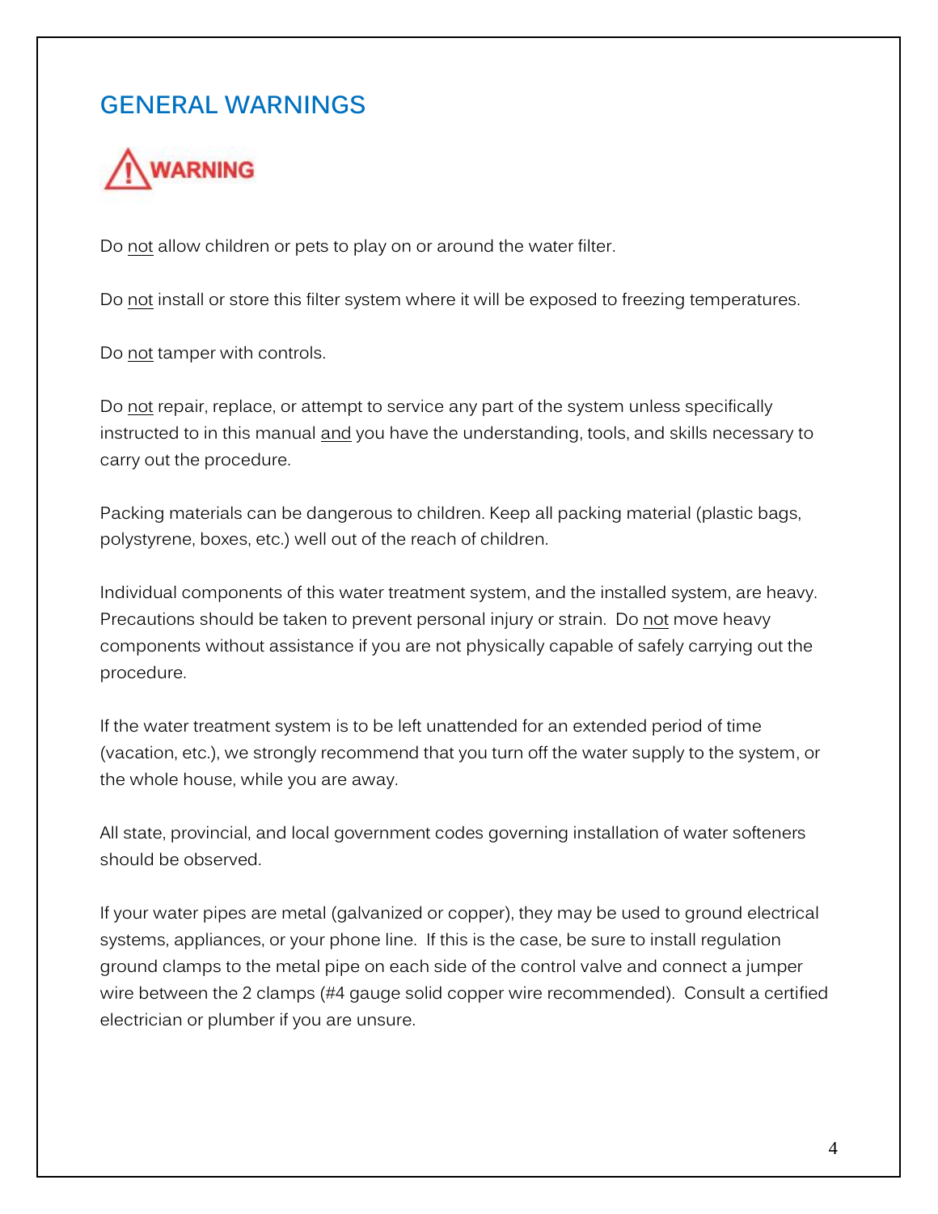## GENERAL WARNINGS

**WARNING**

Do not allow children or pets to play on or around the water filter.

Do not install or store this filter system where it will be exposed to freezing temperatures.

Do not tamper with controls.

Do not repair, replace, or attempt to service any part of the system unless specifically instructed to in this manual and you have the understanding, tools, and skills necessary to carry out the procedure.

Packing materials can be dangerous to children. Keep all packing material (plastic bags, polystyrene, boxes, etc.) well out of the reach of children.

Individual components of this water treatment system, and the installed system, are heavy. Precautions should be taken to prevent personal injury or strain. Do not move heavy components without assistance if you are not physically capable of safely carrying out the procedure.

If the water treatment system is to be left unattended for an extended period of time (vacation, etc.), we strongly recommend that you turn off the water supply to the system, or the whole house, while you are away.

All state, provincial, and local government codes governing installation of water softeners should be observed.

If your water pipes are metal (galvanized or copper), they may be used to ground electrical systems, appliances, or your phone line. If this is the case, be sure to install regulation ground clamps to the metal pipe on each side of the control valve and connect a jumper wire between the 2 clamps (#4 gauge solid copper wire recommended). Consult a certified electrician or plumber if you are unsure.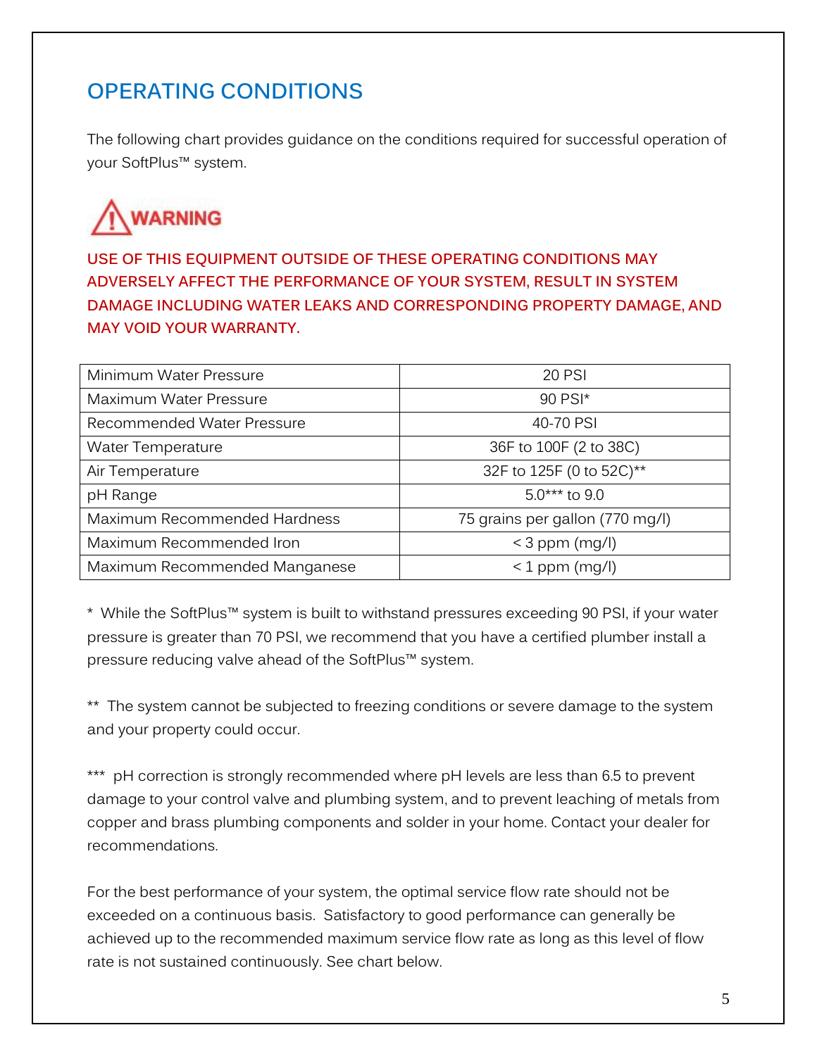## OPERATING CONDITIONS

The following chart provides guidance on the conditions required for successful operation of your SoftPlus™ system.

**WARNING**

**USE OF THIS EQUIPMENT OUTSIDE OF THESE OPERATING CONDITIONS MAY ADVERSELY AFFECT THE PERFORMANCE OF YOUR SYSTEM, RESULT IN SYSTEM DAMAGE INCLUDING WATER LEAKS AND CORRESPONDING PROPERTY DAMAGE, AND MAY VOID YOUR WARRANTY.**

| | |
|---|---|
| Minimum Water Pressure | 20 PSI |
| Maximum Water Pressure | 90 PSI* |
| Recommended Water Pressure | 40-70 PSI |
| Water Temperature | 36F to 100F (2 to 38C) |
| Air Temperature | 32F to 125F (0 to 52C)** |
| pH Range | 5.0*** to 9.0 |
| Maximum Recommended Hardness | 75 grains per gallon (770 mg/l) |
| Maximum Recommended Iron | < 3 ppm (mg/l) |
| Maximum Recommended Manganese | < 1 ppm (mg/l) |

\* While the SoftPlus™ system is built to withstand pressures exceeding 90 PSI, if your water pressure is greater than 70 PSI, we recommend that you have a certified plumber install a pressure reducing valve ahead of the SoftPlus™ system.

** The system cannot be subjected to freezing conditions or severe damage to the system and your property could occur.

*** pH correction is strongly recommended where pH levels are less than 6.5 to prevent damage to your control valve and plumbing system, and to prevent leaching of metals from copper and brass plumbing components and solder in your home. Contact your dealer for recommendations.

For the best performance of your system, the optimal service flow rate should not be exceeded on a continuous basis. Satisfactory to good performance can generally be achieved up to the recommended maximum service flow rate as long as this level of flow rate is not sustained continuously. See chart below.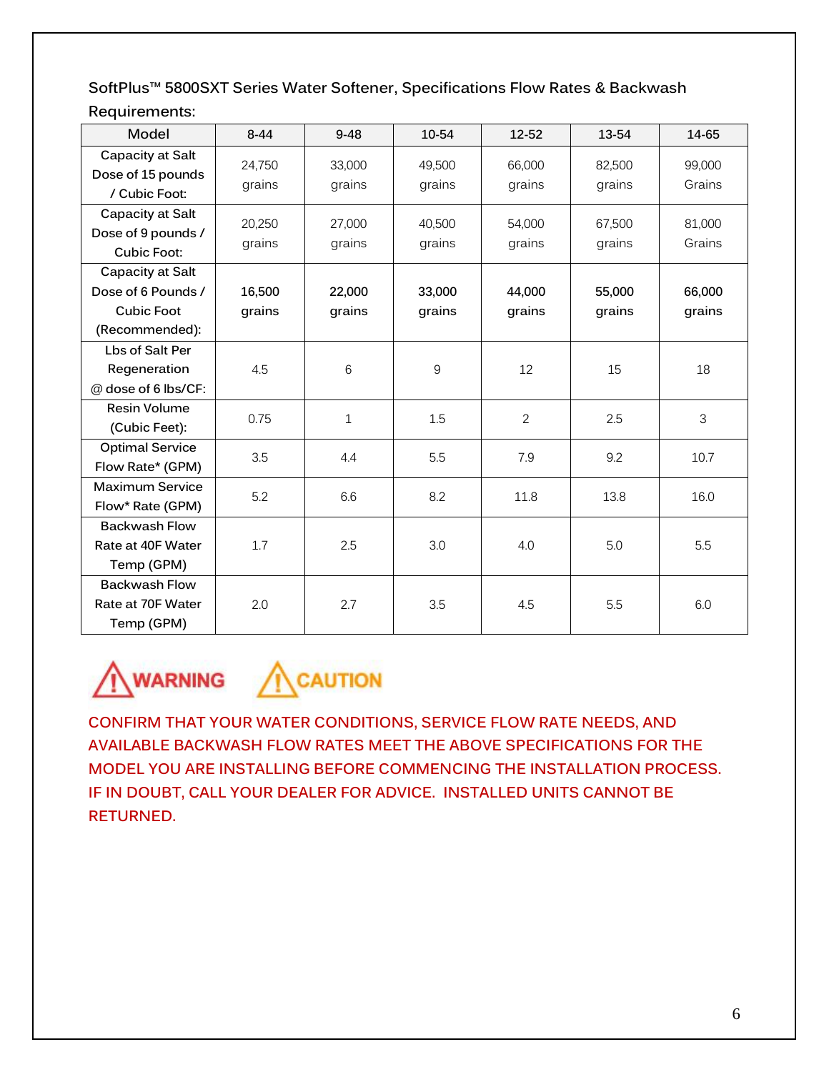SoftPlus™ 5800SXT Series Water Softener, Specifications Flow Rates & Backwash Requirements:

| Model | 8-44 | 9-48 | 10-54 | 12-52 | 13-54 | 14-65 |
|---|---|---|---|---|---|---|
| Capacity at Salt Dose of 15 pounds / Cubic Foot: | 24,750 grains | 33,000 grains | 49,500 grains | 66,000 grains | 82,500 grains | 99,000 Grains |
| Capacity at Salt Dose of 9 pounds / Cubic Foot: | 20,250 grains | 27,000 grains | 40,500 grains | 54,000 grains | 67,500 grains | 81,000 Grains |
| Capacity at Salt Dose of 6 Pounds / Cubic Foot (Recommended): | **16,500 grains** | **22,000 grains** | **33,000 grains** | **44,000 grains** | **55,000 grains** | **66,000 grains** |
| Lbs of Salt Per Regeneration @ dose of 6 lbs/CF: | 4.5 | 6 | 9 | 12 | 15 | 18 |
| Resin Volume (Cubic Feet): | 0.75 | 1 | 1.5 | 2 | 2.5 | 3 |
| Optimal Service Flow Rate* (GPM) | 3.5 | 4.4 | 5.5 | 7.9 | 9.2 | 10.7 |
| Maximum Service Flow* Rate (GPM) | 5.2 | 6.6 | 8.2 | 11.8 | 13.8 | 16.0 |
| Backwash Flow Rate at 40F Water Temp (GPM) | 1.7 | 2.5 | 3.0 | 4.0 | 5.0 | 5.5 |
| Backwash Flow Rate at 70F Water Temp (GPM) | 2.0 | 2.7 | 3.5 | 4.5 | 5.5 | 6.0 |

**WARNING** **CAUTION**

CONFIRM THAT YOUR WATER CONDITIONS, SERVICE FLOW RATE NEEDS, AND AVAILABLE BACKWASH FLOW RATES MEET THE ABOVE SPECIFICATIONS FOR THE MODEL YOU ARE INSTALLING BEFORE COMMENCING THE INSTALLATION PROCESS. IF IN DOUBT, CALL YOUR DEALER FOR ADVICE. INSTALLED UNITS CANNOT BE RETURNED.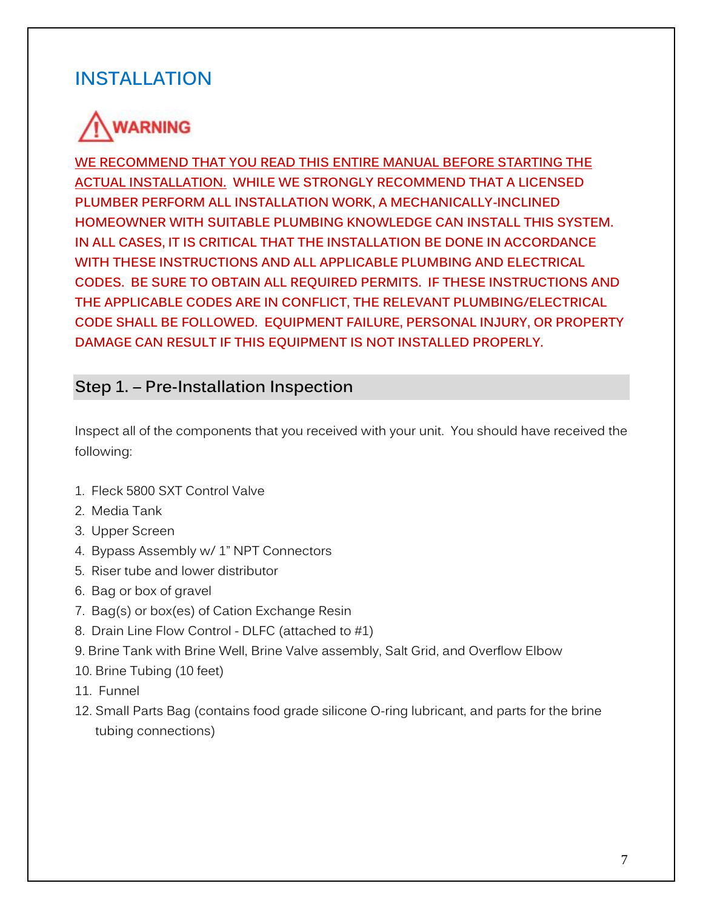# INSTALLATION

**WARNING**

**WE RECOMMEND THAT YOU READ THIS ENTIRE MANUAL BEFORE STARTING THE ACTUAL INSTALLATION. WHILE WE STRONGLY RECOMMEND THAT A LICENSED PLUMBER PERFORM ALL INSTALLATION WORK, A MECHANICALLY-INCLINED HOMEOWNER WITH SUITABLE PLUMBING KNOWLEDGE CAN INSTALL THIS SYSTEM. IN ALL CASES, IT IS CRITICAL THAT THE INSTALLATION BE DONE IN ACCORDANCE WITH THESE INSTRUCTIONS AND ALL APPLICABLE PLUMBING AND ELECTRICAL CODES. BE SURE TO OBTAIN ALL REQUIRED PERMITS. IF THESE INSTRUCTIONS AND THE APPLICABLE CODES ARE IN CONFLICT, THE RELEVANT PLUMBING/ELECTRICAL CODE SHALL BE FOLLOWED. EQUIPMENT FAILURE, PERSONAL INJURY, OR PROPERTY DAMAGE CAN RESULT IF THIS EQUIPMENT IS NOT INSTALLED PROPERLY.**

## Step 1. – Pre-Installation Inspection

Inspect all of the components that you received with your unit. You should have received the following:

1. Fleck 5800 SXT Control Valve
2. Media Tank
3. Upper Screen
4. Bypass Assembly w/ 1" NPT Connectors
5. Riser tube and lower distributor
6. Bag or box of gravel
7. Bag(s) or box(es) of Cation Exchange Resin
8. Drain Line Flow Control - DLFC (attached to #1)
9. Brine Tank with Brine Well, Brine Valve assembly, Salt Grid, and Overflow Elbow
10. Brine Tubing (10 feet)
11. Funnel
12. Small Parts Bag (contains food grade silicone O-ring lubricant, and parts for the brine tubing connections)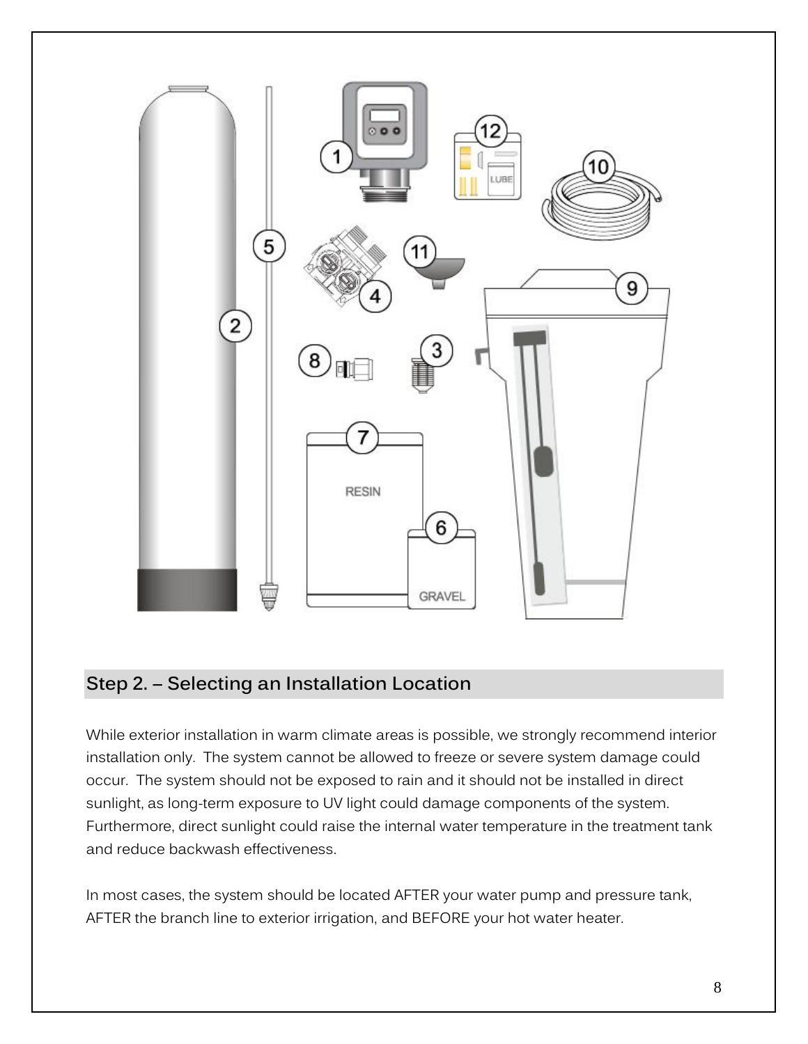## Step 2. – Selecting an Installation Location

While exterior installation in warm climate areas is possible, we strongly recommend interior installation only. The system cannot be allowed to freeze or severe system damage could occur. The system should not be exposed to rain and it should not be installed in direct sunlight, as long-term exposure to UV light could damage components of the system. Furthermore, direct sunlight could raise the internal water temperature in the treatment tank and reduce backwash effectiveness.

In most cases, the system should be located AFTER your water pump and pressure tank, AFTER the branch line to exterior irrigation, and BEFORE your hot water heater.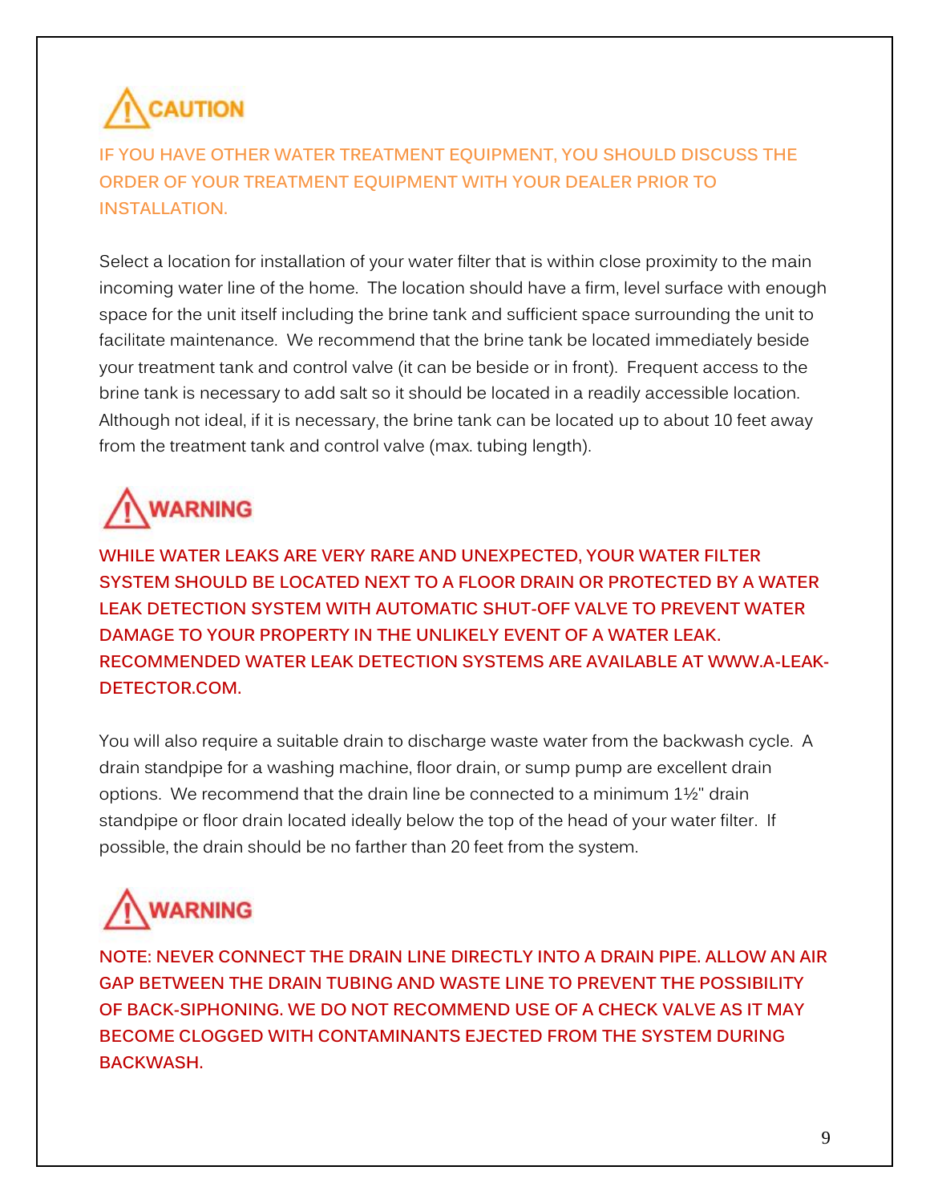**⚠ CAUTION**

**IF YOU HAVE OTHER WATER TREATMENT EQUIPMENT, YOU SHOULD DISCUSS THE ORDER OF YOUR TREATMENT EQUIPMENT WITH YOUR DEALER PRIOR TO INSTALLATION.**

Select a location for installation of your water filter that is within close proximity to the main incoming water line of the home. The location should have a firm, level surface with enough space for the unit itself including the brine tank and sufficient space surrounding the unit to facilitate maintenance. We recommend that the brine tank be located immediately beside your treatment tank and control valve (it can be beside or in front). Frequent access to the brine tank is necessary to add salt so it should be located in a readily accessible location. Although not ideal, if it is necessary, the brine tank can be located up to about 10 feet away from the treatment tank and control valve (max. tubing length).

**⚠ WARNING**

**WHILE WATER LEAKS ARE VERY RARE AND UNEXPECTED, YOUR WATER FILTER SYSTEM SHOULD BE LOCATED NEXT TO A FLOOR DRAIN OR PROTECTED BY A WATER LEAK DETECTION SYSTEM WITH AUTOMATIC SHUT-OFF VALVE TO PREVENT WATER DAMAGE TO YOUR PROPERTY IN THE UNLIKELY EVENT OF A WATER LEAK. RECOMMENDED WATER LEAK DETECTION SYSTEMS ARE AVAILABLE AT WWW.A-LEAK-DETECTOR.COM.**

You will also require a suitable drain to discharge waste water from the backwash cycle. A drain standpipe for a washing machine, floor drain, or sump pump are excellent drain options. We recommend that the drain line be connected to a minimum 1½" drain standpipe or floor drain located ideally below the top of the head of your water filter. If possible, the drain should be no farther than 20 feet from the system.

**⚠ WARNING**

**NOTE: NEVER CONNECT THE DRAIN LINE DIRECTLY INTO A DRAIN PIPE. ALLOW AN AIR GAP BETWEEN THE DRAIN TUBING AND WASTE LINE TO PREVENT THE POSSIBILITY OF BACK-SIPHONING. WE DO NOT RECOMMEND USE OF A CHECK VALVE AS IT MAY BECOME CLOGGED WITH CONTAMINANTS EJECTED FROM THE SYSTEM DURING BACKWASH.**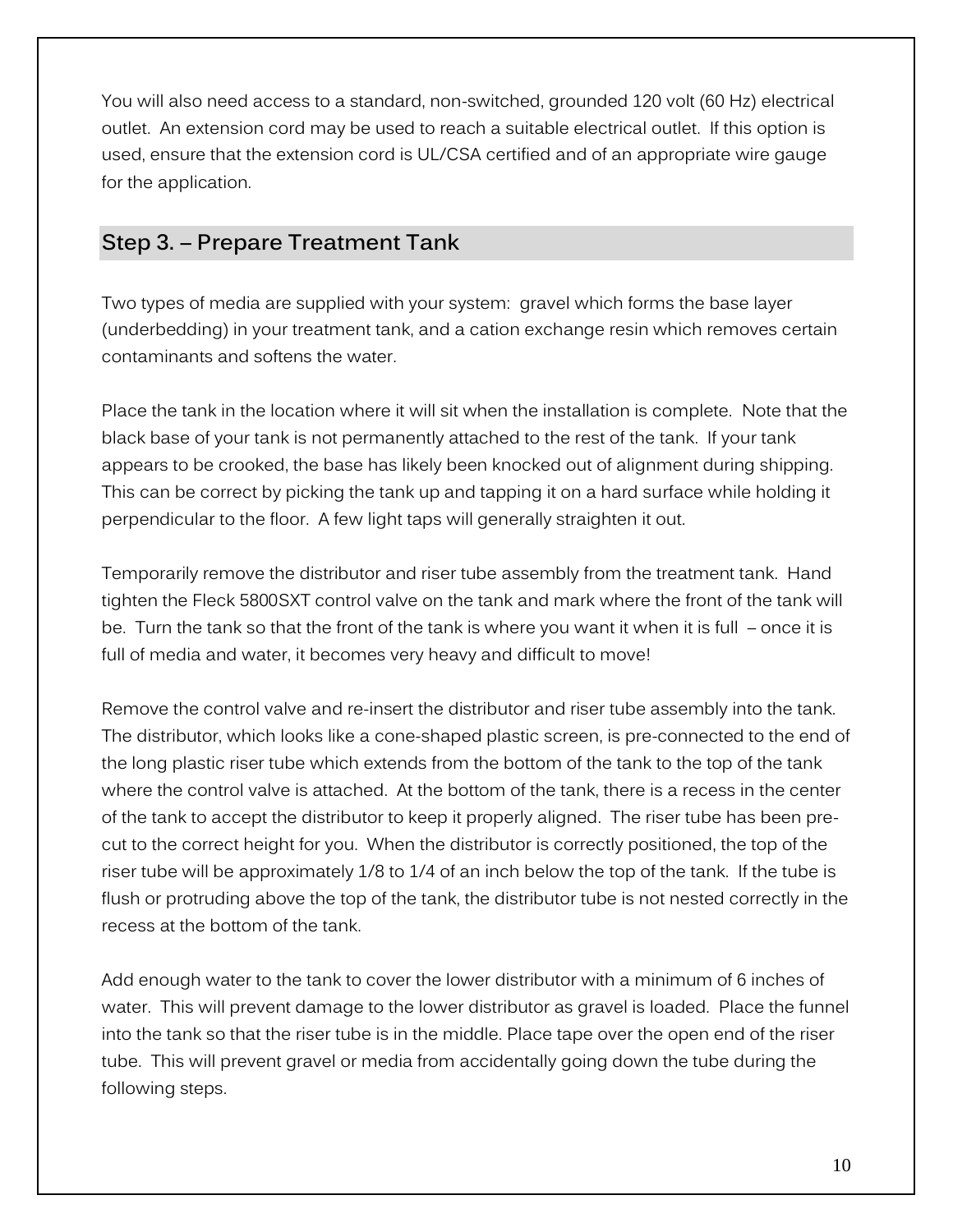You will also need access to a standard, non-switched, grounded 120 volt (60 Hz) electrical outlet. An extension cord may be used to reach a suitable electrical outlet. If this option is used, ensure that the extension cord is UL/CSA certified and of an appropriate wire gauge for the application.

## Step 3. – Prepare Treatment Tank

Two types of media are supplied with your system: gravel which forms the base layer (underbedding) in your treatment tank, and a cation exchange resin which removes certain contaminants and softens the water.

Place the tank in the location where it will sit when the installation is complete. Note that the black base of your tank is not permanently attached to the rest of the tank. If your tank appears to be crooked, the base has likely been knocked out of alignment during shipping. This can be correct by picking the tank up and tapping it on a hard surface while holding it perpendicular to the floor. A few light taps will generally straighten it out.

Temporarily remove the distributor and riser tube assembly from the treatment tank. Hand tighten the Fleck 5800SXT control valve on the tank and mark where the front of the tank will be. Turn the tank so that the front of the tank is where you want it when it is full – once it is full of media and water, it becomes very heavy and difficult to move!

Remove the control valve and re-insert the distributor and riser tube assembly into the tank. The distributor, which looks like a cone-shaped plastic screen, is pre-connected to the end of the long plastic riser tube which extends from the bottom of the tank to the top of the tank where the control valve is attached. At the bottom of the tank, there is a recess in the center of the tank to accept the distributor to keep it properly aligned. The riser tube has been pre-cut to the correct height for you. When the distributor is correctly positioned, the top of the riser tube will be approximately 1/8 to 1/4 of an inch below the top of the tank. If the tube is flush or protruding above the top of the tank, the distributor tube is not nested correctly in the recess at the bottom of the tank.

Add enough water to the tank to cover the lower distributor with a minimum of 6 inches of water. This will prevent damage to the lower distributor as gravel is loaded. Place the funnel into the tank so that the riser tube is in the middle. Place tape over the open end of the riser tube. This will prevent gravel or media from accidentally going down the tube during the following steps.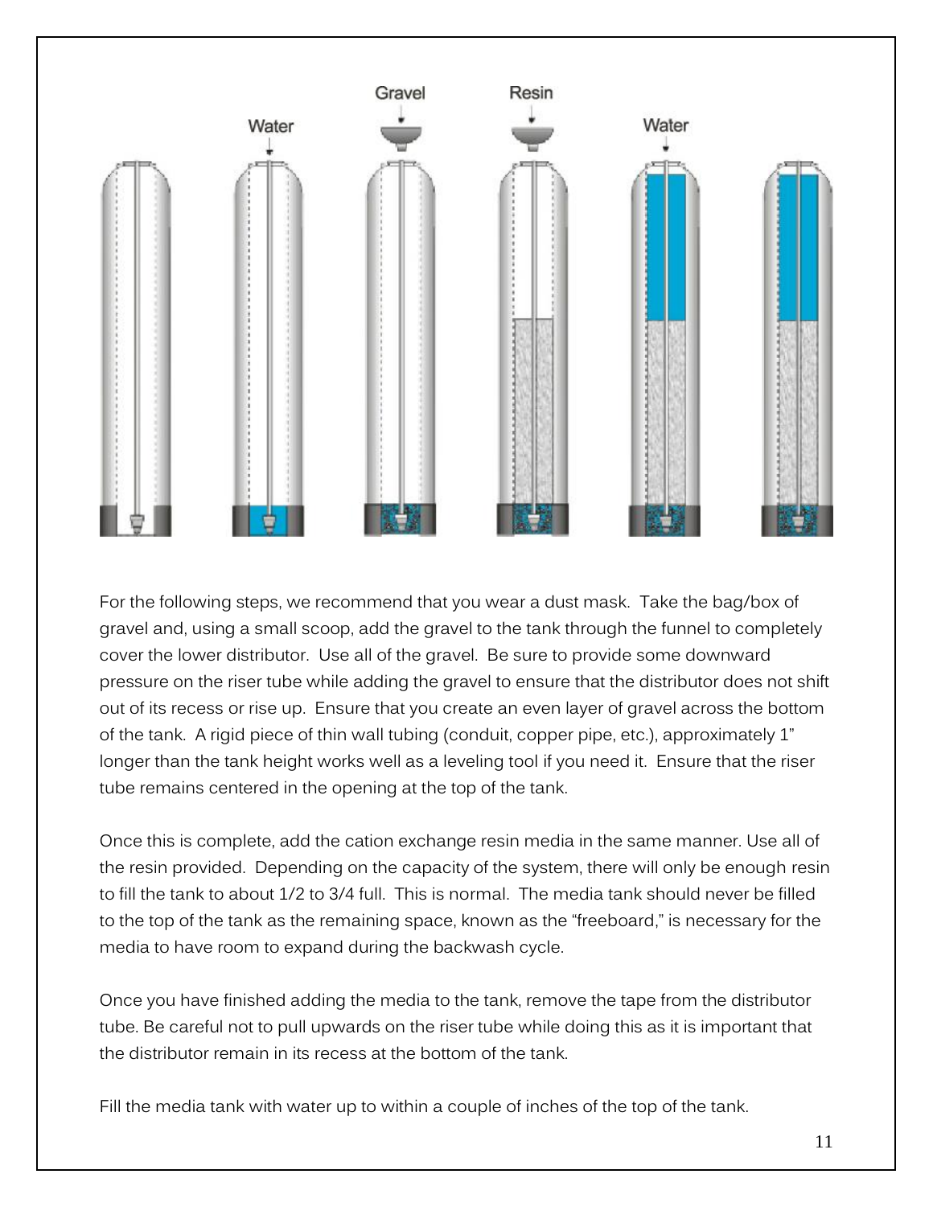For the following steps, we recommend that you wear a dust mask. Take the bag/box of gravel and, using a small scoop, add the gravel to the tank through the funnel to completely cover the lower distributor. Use all of the gravel. Be sure to provide some downward pressure on the riser tube while adding the gravel to ensure that the distributor does not shift out of its recess or rise up. Ensure that you create an even layer of gravel across the bottom of the tank. A rigid piece of thin wall tubing (conduit, copper pipe, etc.), approximately 1" longer than the tank height works well as a leveling tool if you need it. Ensure that the riser tube remains centered in the opening at the top of the tank.

Once this is complete, add the cation exchange resin media in the same manner. Use all of the resin provided. Depending on the capacity of the system, there will only be enough resin to fill the tank to about 1/2 to 3/4 full. This is normal. The media tank should never be filled to the top of the tank as the remaining space, known as the "freeboard," is necessary for the media to have room to expand during the backwash cycle.

Once you have finished adding the media to the tank, remove the tape from the distributor tube. Be careful not to pull upwards on the riser tube while doing this as it is important that the distributor remain in its recess at the bottom of the tank.

Fill the media tank with water up to within a couple of inches of the top of the tank.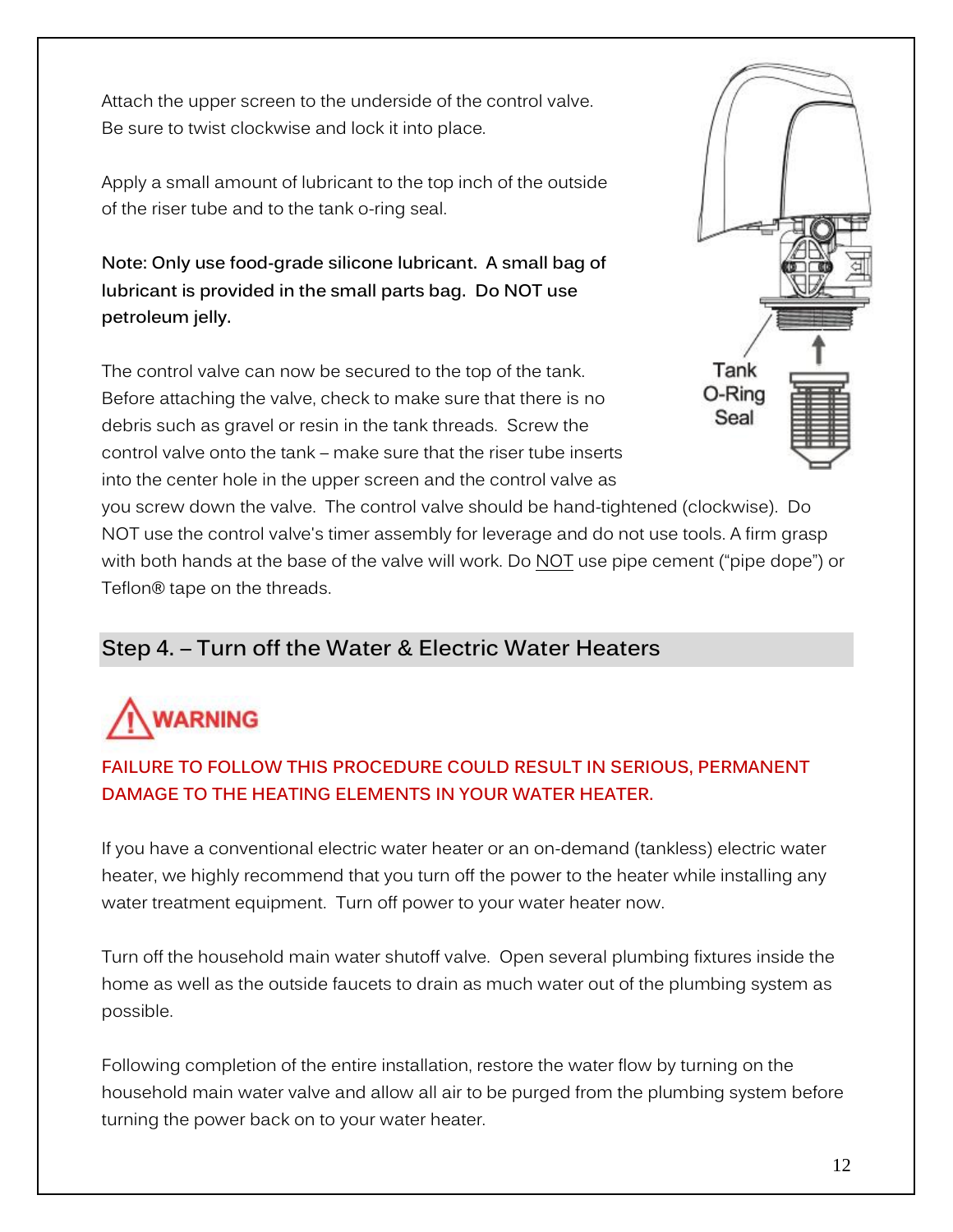Attach the upper screen to the underside of the control valve. Be sure to twist clockwise and lock it into place.

Apply a small amount of lubricant to the top inch of the outside of the riser tube and to the tank o-ring seal.

**Note: Only use food-grade silicone lubricant. A small bag of lubricant is provided in the small parts bag. Do NOT use petroleum jelly.**

Tank O-Ring Seal

The control valve can now be secured to the top of the tank. Before attaching the valve, check to make sure that there is no debris such as gravel or resin in the tank threads. Screw the control valve onto the tank – make sure that the riser tube inserts into the center hole in the upper screen and the control valve as you screw down the valve. The control valve should be hand-tightened (clockwise). Do NOT use the control valve's timer assembly for leverage and do not use tools. A firm grasp with both hands at the base of the valve will work. Do NOT use pipe cement ("pipe dope") or Teflon® tape on the threads.

## Step 4. – Turn off the Water & Electric Water Heaters

**⚠ WARNING**

**FAILURE TO FOLLOW THIS PROCEDURE COULD RESULT IN SERIOUS, PERMANENT DAMAGE TO THE HEATING ELEMENTS IN YOUR WATER HEATER.**

If you have a conventional electric water heater or an on-demand (tankless) electric water heater, we highly recommend that you turn off the power to the heater while installing any water treatment equipment. Turn off power to your water heater now.

Turn off the household main water shutoff valve. Open several plumbing fixtures inside the home as well as the outside faucets to drain as much water out of the plumbing system as possible.

Following completion of the entire installation, restore the water flow by turning on the household main water valve and allow all air to be purged from the plumbing system before turning the power back on to your water heater.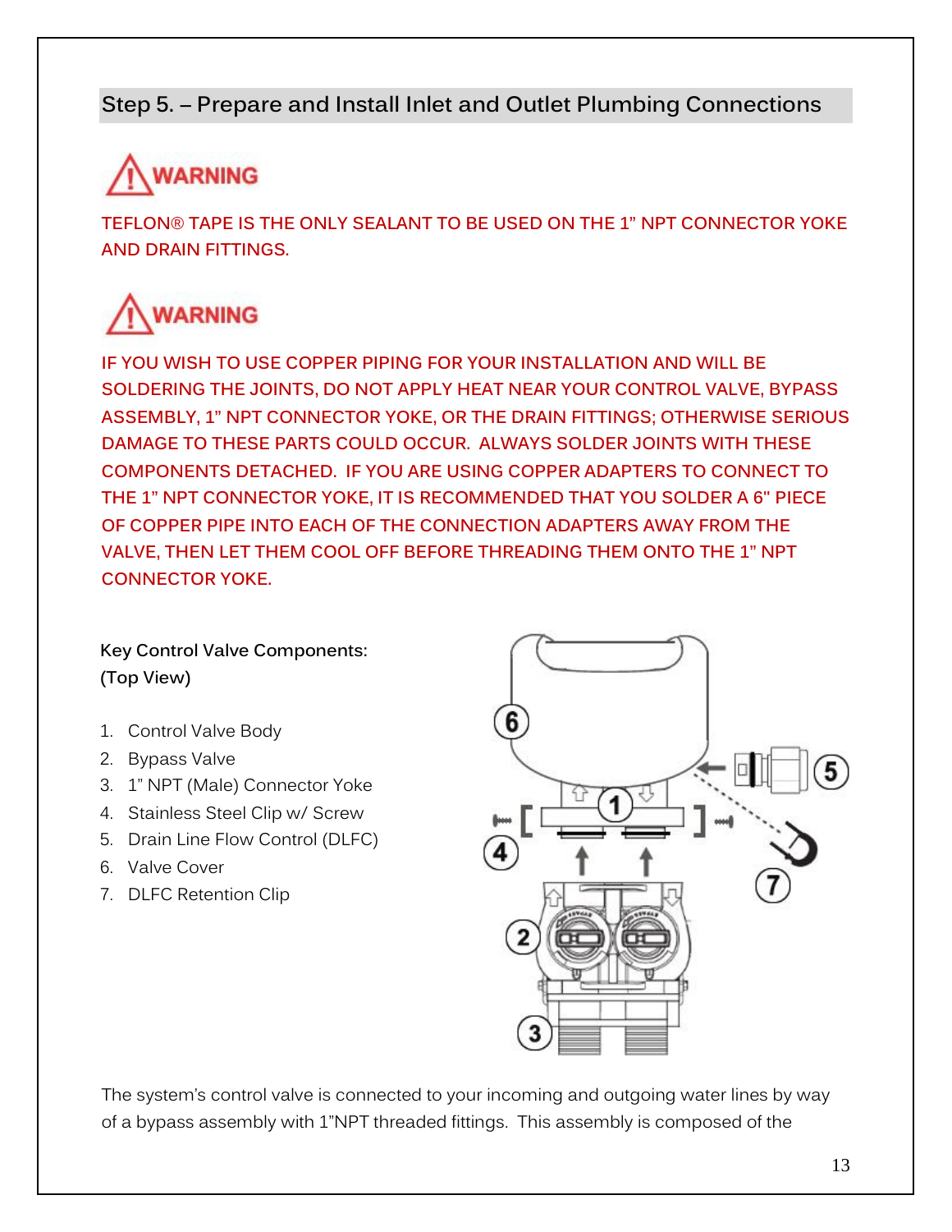## Step 5. – Prepare and Install Inlet and Outlet Plumbing Connections

**⚠ WARNING**

**TEFLON® TAPE IS THE ONLY SEALANT TO BE USED ON THE 1" NPT CONNECTOR YOKE AND DRAIN FITTINGS.**

**⚠ WARNING**

**IF YOU WISH TO USE COPPER PIPING FOR YOUR INSTALLATION AND WILL BE SOLDERING THE JOINTS, DO NOT APPLY HEAT NEAR YOUR CONTROL VALVE, BYPASS ASSEMBLY, 1" NPT CONNECTOR YOKE, OR THE DRAIN FITTINGS; OTHERWISE SERIOUS DAMAGE TO THESE PARTS COULD OCCUR. ALWAYS SOLDER JOINTS WITH THESE COMPONENTS DETACHED. IF YOU ARE USING COPPER ADAPTERS TO CONNECT TO THE 1" NPT CONNECTOR YOKE, IT IS RECOMMENDED THAT YOU SOLDER A 6" PIECE OF COPPER PIPE INTO EACH OF THE CONNECTION ADAPTERS AWAY FROM THE VALVE, THEN LET THEM COOL OFF BEFORE THREADING THEM ONTO THE 1" NPT CONNECTOR YOKE.**

**Key Control Valve Components:**
**(Top View)**

1. Control Valve Body
2. Bypass Valve
3. 1" NPT (Male) Connector Yoke
4. Stainless Steel Clip w/ Screw
5. Drain Line Flow Control (DLFC)
6. Valve Cover
7. DLFC Retention Clip

The system's control valve is connected to your incoming and outgoing water lines by way of a bypass assembly with 1"NPT threaded fittings. This assembly is composed of the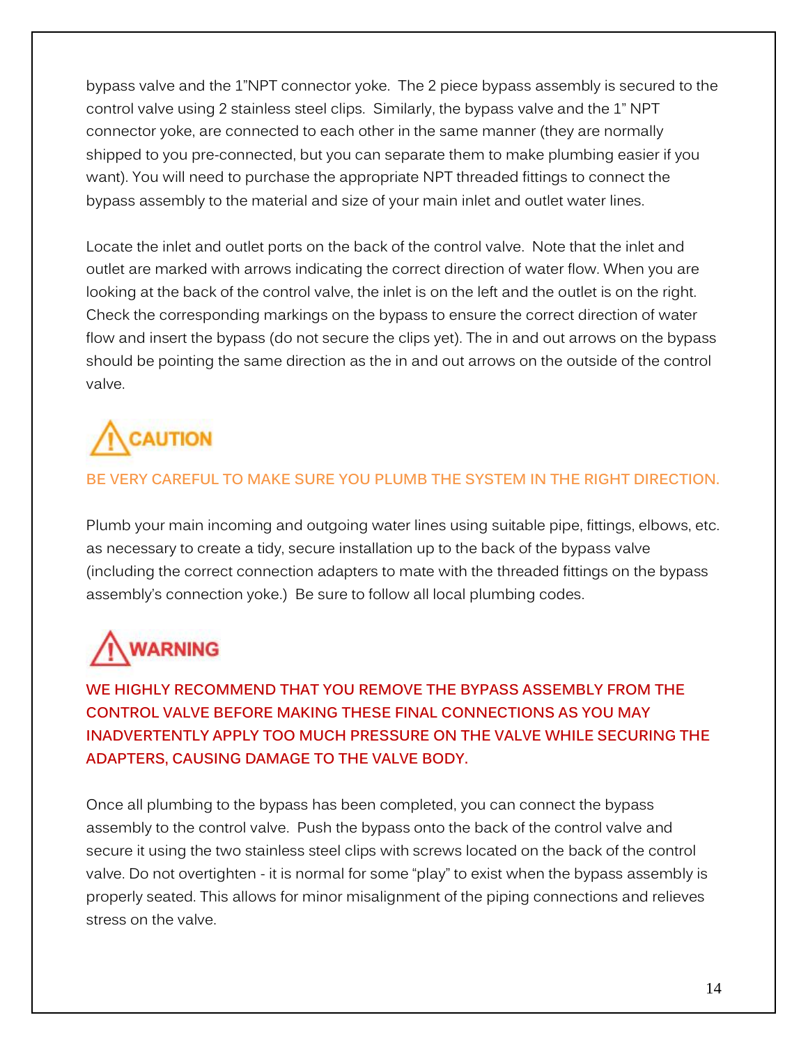bypass valve and the 1"NPT connector yoke. The 2 piece bypass assembly is secured to the control valve using 2 stainless steel clips. Similarly, the bypass valve and the 1" NPT connector yoke, are connected to each other in the same manner (they are normally shipped to you pre-connected, but you can separate them to make plumbing easier if you want). You will need to purchase the appropriate NPT threaded fittings to connect the bypass assembly to the material and size of your main inlet and outlet water lines.

Locate the inlet and outlet ports on the back of the control valve. Note that the inlet and outlet are marked with arrows indicating the correct direction of water flow. When you are looking at the back of the control valve, the inlet is on the left and the outlet is on the right. Check the corresponding markings on the bypass to ensure the correct direction of water flow and insert the bypass (do not secure the clips yet). The in and out arrows on the bypass should be pointing the same direction as the in and out arrows on the outside of the control valve.

**CAUTION**

**BE VERY CAREFUL TO MAKE SURE YOU PLUMB THE SYSTEM IN THE RIGHT DIRECTION.**

Plumb your main incoming and outgoing water lines using suitable pipe, fittings, elbows, etc. as necessary to create a tidy, secure installation up to the back of the bypass valve (including the correct connection adapters to mate with the threaded fittings on the bypass assembly's connection yoke.) Be sure to follow all local plumbing codes.

**WARNING**

**WE HIGHLY RECOMMEND THAT YOU REMOVE THE BYPASS ASSEMBLY FROM THE CONTROL VALVE BEFORE MAKING THESE FINAL CONNECTIONS AS YOU MAY INADVERTENTLY APPLY TOO MUCH PRESSURE ON THE VALVE WHILE SECURING THE ADAPTERS, CAUSING DAMAGE TO THE VALVE BODY.**

Once all plumbing to the bypass has been completed, you can connect the bypass assembly to the control valve. Push the bypass onto the back of the control valve and secure it using the two stainless steel clips with screws located on the back of the control valve. Do not overtighten - it is normal for some "play" to exist when the bypass assembly is properly seated. This allows for minor misalignment of the piping connections and relieves stress on the valve.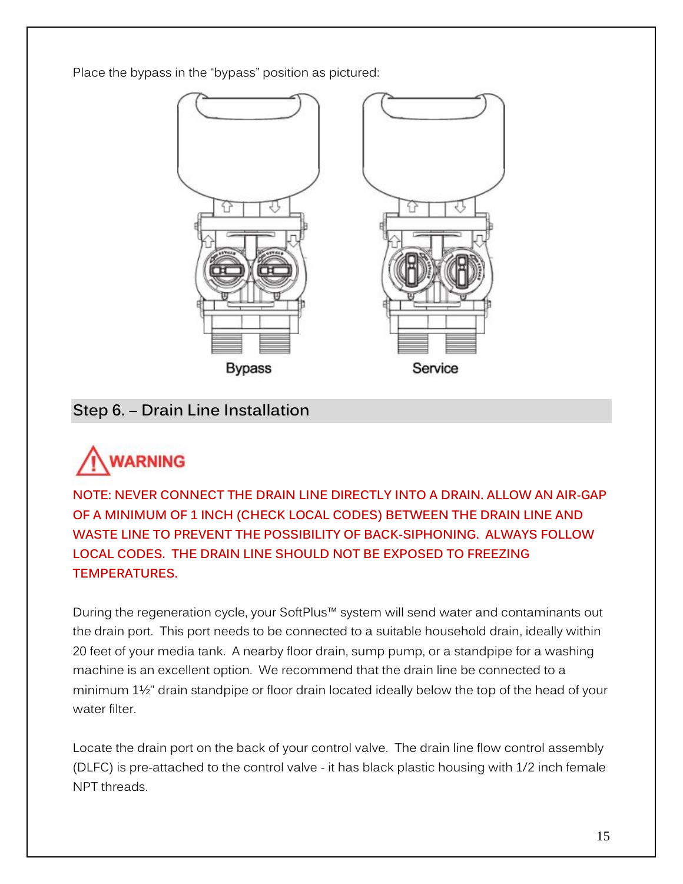Place the bypass in the "bypass" position as pictured:

Bypass

Service

## Step 6. – Drain Line Installation

**WARNING**

**NOTE: NEVER CONNECT THE DRAIN LINE DIRECTLY INTO A DRAIN. ALLOW AN AIR-GAP OF A MINIMUM OF 1 INCH (CHECK LOCAL CODES) BETWEEN THE DRAIN LINE AND WASTE LINE TO PREVENT THE POSSIBILITY OF BACK-SIPHONING. ALWAYS FOLLOW LOCAL CODES. THE DRAIN LINE SHOULD NOT BE EXPOSED TO FREEZING TEMPERATURES.**

During the regeneration cycle, your SoftPlus™ system will send water and contaminants out the drain port. This port needs to be connected to a suitable household drain, ideally within 20 feet of your media tank. A nearby floor drain, sump pump, or a standpipe for a washing machine is an excellent option. We recommend that the drain line be connected to a minimum 1½" drain standpipe or floor drain located ideally below the top of the head of your water filter.

Locate the drain port on the back of your control valve. The drain line flow control assembly (DLFC) is pre-attached to the control valve - it has black plastic housing with 1/2 inch female NPT threads.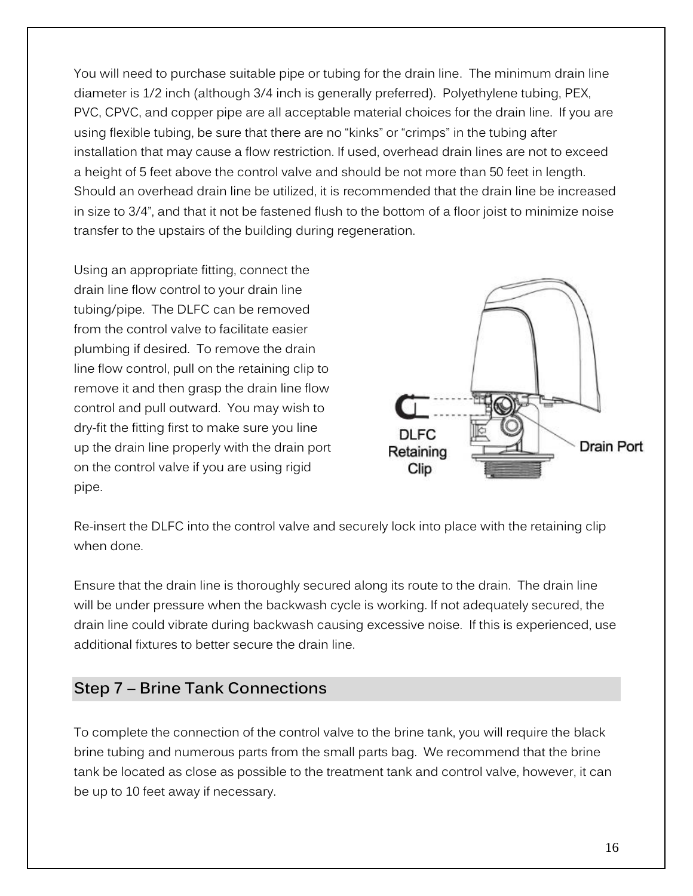You will need to purchase suitable pipe or tubing for the drain line. The minimum drain line diameter is 1/2 inch (although 3/4 inch is generally preferred). Polyethylene tubing, PEX, PVC, CPVC, and copper pipe are all acceptable material choices for the drain line. If you are using flexible tubing, be sure that there are no "kinks" or "crimps" in the tubing after installation that may cause a flow restriction. If used, overhead drain lines are not to exceed a height of 5 feet above the control valve and should be not more than 50 feet in length. Should an overhead drain line be utilized, it is recommended that the drain line be increased in size to 3/4", and that it not be fastened flush to the bottom of a floor joist to minimize noise transfer to the upstairs of the building during regeneration.

Using an appropriate fitting, connect the drain line flow control to your drain line tubing/pipe. The DLFC can be removed from the control valve to facilitate easier plumbing if desired. To remove the drain line flow control, pull on the retaining clip to remove it and then grasp the drain line flow control and pull outward. You may wish to dry-fit the fitting first to make sure you line up the drain line properly with the drain port on the control valve if you are using rigid pipe.

DLFC Retaining Clip

Drain Port

Re-insert the DLFC into the control valve and securely lock into place with the retaining clip when done.

Ensure that the drain line is thoroughly secured along its route to the drain. The drain line will be under pressure when the backwash cycle is working. If not adequately secured, the drain line could vibrate during backwash causing excessive noise. If this is experienced, use additional fixtures to better secure the drain line.

## Step 7 – Brine Tank Connections

To complete the connection of the control valve to the brine tank, you will require the black brine tubing and numerous parts from the small parts bag. We recommend that the brine tank be located as close as possible to the treatment tank and control valve, however, it can be up to 10 feet away if necessary.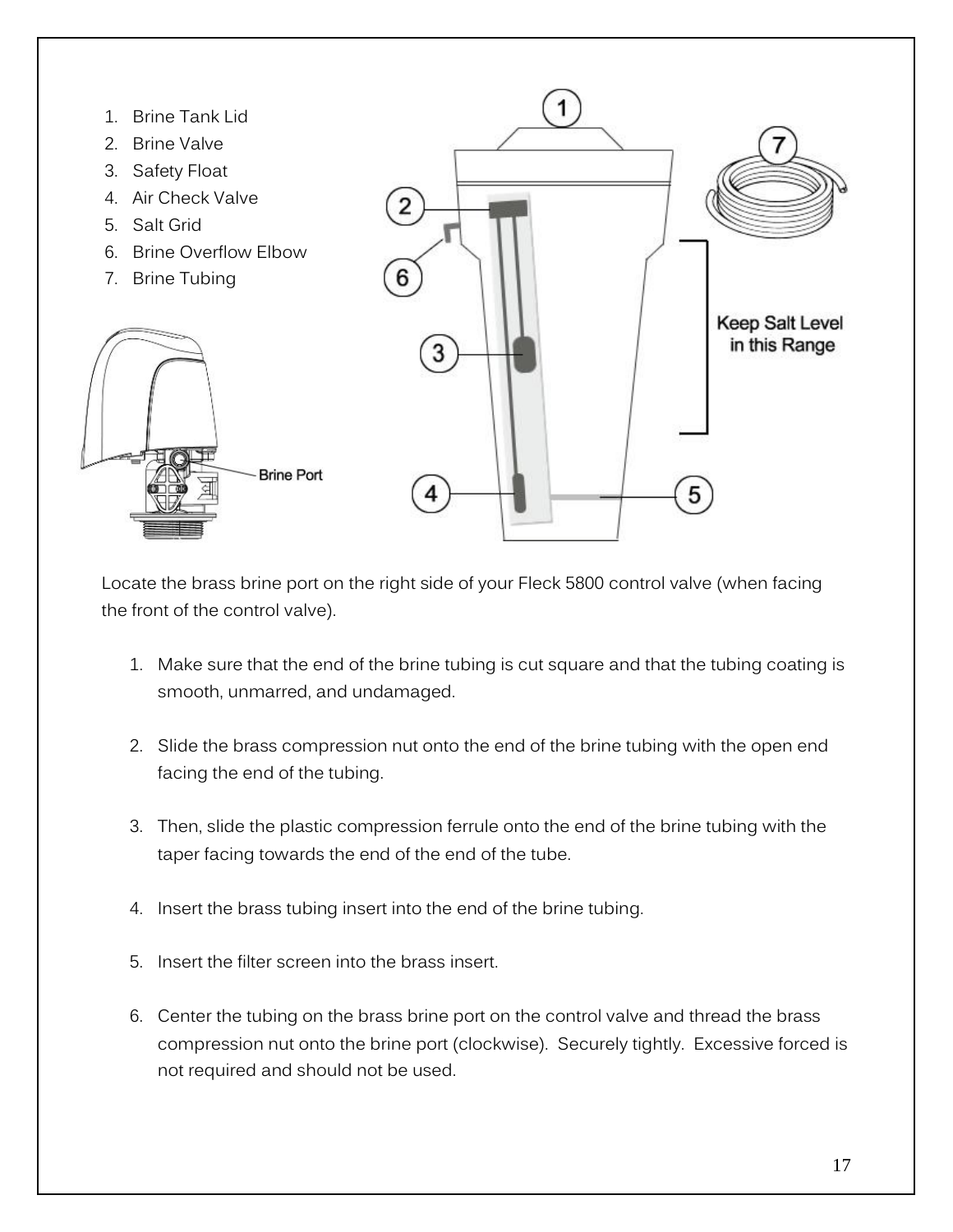1. Brine Tank Lid
2. Brine Valve
3. Safety Float
4. Air Check Valve
5. Salt Grid
6. Brine Overflow Elbow
7. Brine Tubing

Brine Port

Keep Salt Level in this Range

Locate the brass brine port on the right side of your Fleck 5800 control valve (when facing the front of the control valve).

1. Make sure that the end of the brine tubing is cut square and that the tubing coating is smooth, unmarred, and undamaged.

2. Slide the brass compression nut onto the end of the brine tubing with the open end facing the end of the tubing.

3. Then, slide the plastic compression ferrule onto the end of the brine tubing with the taper facing towards the end of the end of the tube.

4. Insert the brass tubing insert into the end of the brine tubing.

5. Insert the filter screen into the brass insert.

6. Center the tubing on the brass brine port on the control valve and thread the brass compression nut onto the brine port (clockwise). Securely tightly. Excessive forced is not required and should not be used.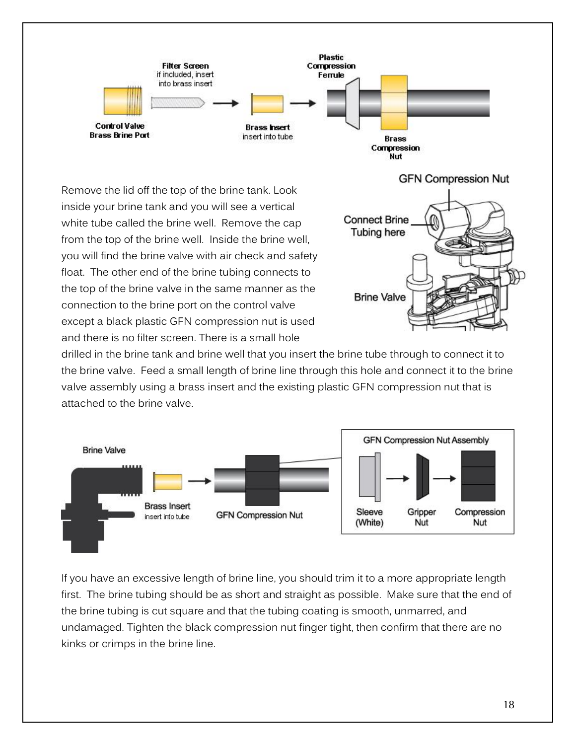Remove the lid off the top of the brine tank. Look inside your brine tank and you will see a vertical white tube called the brine well. Remove the cap from the top of the brine well. Inside the brine well, you will find the brine valve with air check and safety float. The other end of the brine tubing connects to the top of the brine valve in the same manner as the connection to the brine port on the control valve except a black plastic GFN compression nut is used and there is no filter screen. There is a small hole drilled in the brine tank and brine well that you insert the brine tube through to connect it to the brine valve. Feed a small length of brine line through this hole and connect it to the brine valve assembly using a brass insert and the existing plastic GFN compression nut that is attached to the brine valve.

If you have an excessive length of brine line, you should trim it to a more appropriate length first. The brine tubing should be as short and straight as possible. Make sure that the end of the brine tubing is cut square and that the tubing coating is smooth, unmarred, and undamaged. Tighten the black compression nut finger tight, then confirm that there are no kinks or crimps in the brine line.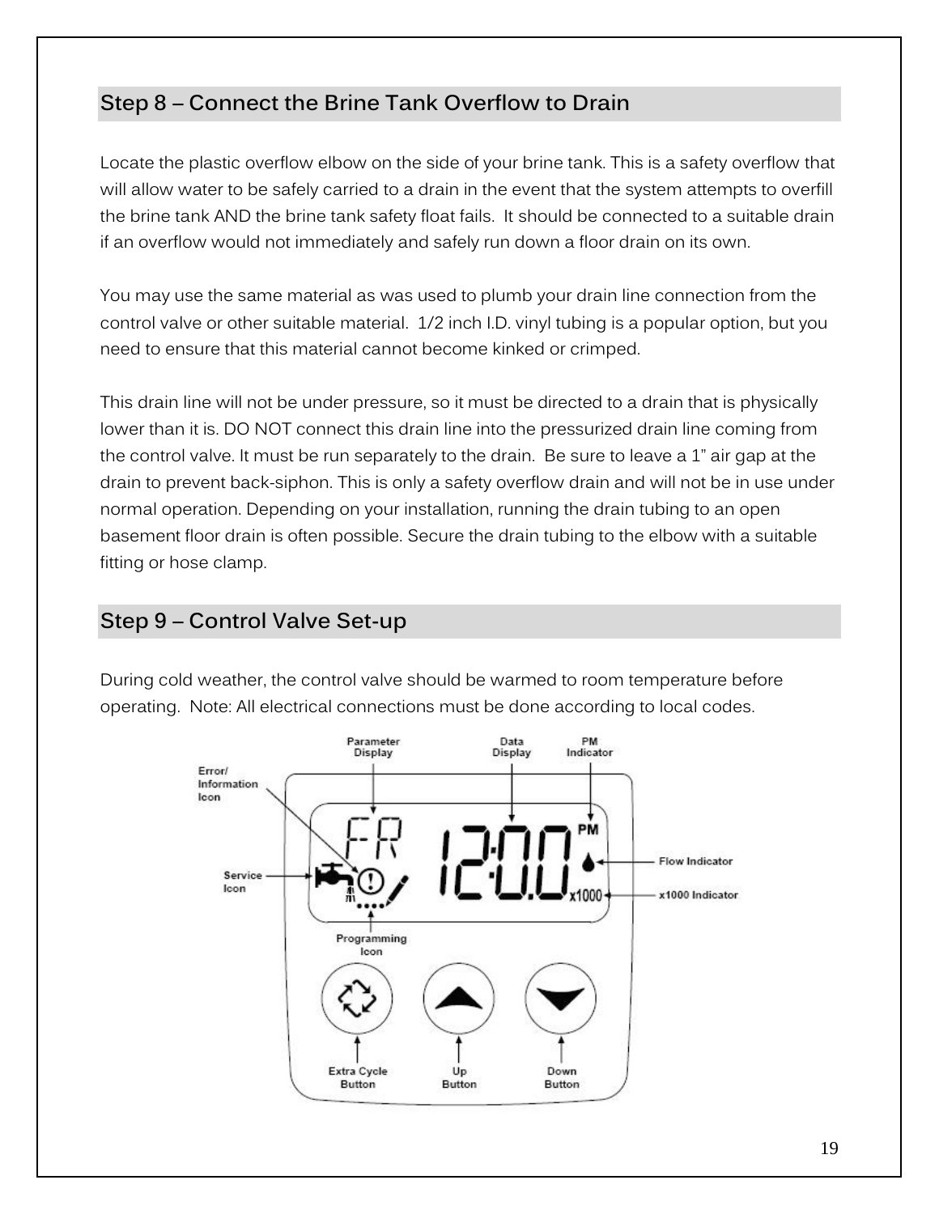## Step 8 – Connect the Brine Tank Overflow to Drain

Locate the plastic overflow elbow on the side of your brine tank. This is a safety overflow that will allow water to be safely carried to a drain in the event that the system attempts to overfill the brine tank AND the brine tank safety float fails. It should be connected to a suitable drain if an overflow would not immediately and safely run down a floor drain on its own.

You may use the same material as was used to plumb your drain line connection from the control valve or other suitable material. 1/2 inch I.D. vinyl tubing is a popular option, but you need to ensure that this material cannot become kinked or crimped.

This drain line will not be under pressure, so it must be directed to a drain that is physically lower than it is. DO NOT connect this drain line into the pressurized drain line coming from the control valve. It must be run separately to the drain. Be sure to leave a 1" air gap at the drain to prevent back-siphon. This is only a safety overflow drain and will not be in use under normal operation. Depending on your installation, running the drain tubing to an open basement floor drain is often possible. Secure the drain tubing to the elbow with a suitable fitting or hose clamp.

## Step 9 – Control Valve Set-up

During cold weather, the control valve should be warmed to room temperature before operating. Note: All electrical connections must be done according to local codes.

Parameter Display, Data Display, PM Indicator, Error/Information Icon, Service Icon, Flow Indicator, x1000 Indicator, Programming Icon, Extra Cycle Button, Up Button, Down Button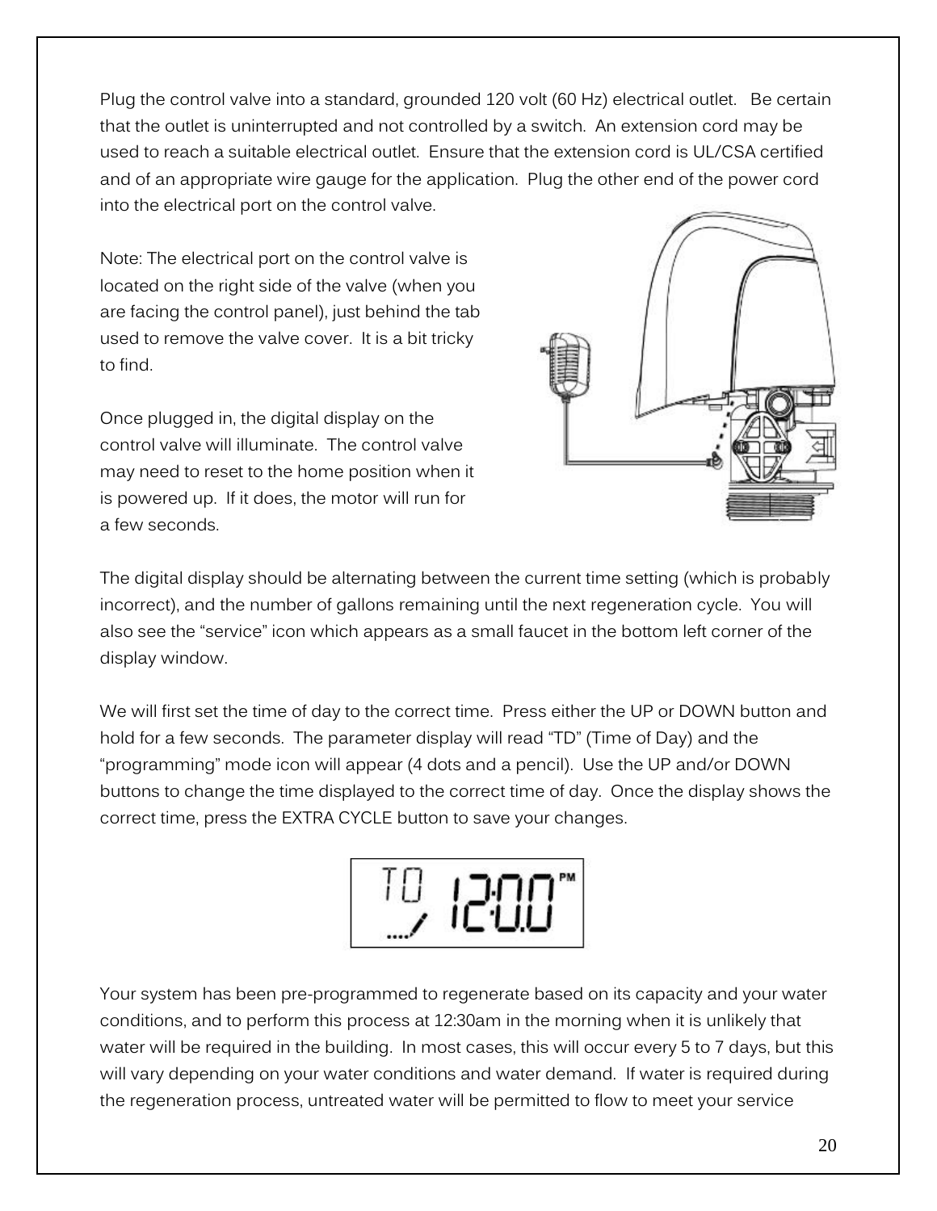Plug the control valve into a standard, grounded 120 volt (60 Hz) electrical outlet. Be certain that the outlet is uninterrupted and not controlled by a switch. An extension cord may be used to reach a suitable electrical outlet. Ensure that the extension cord is UL/CSA certified and of an appropriate wire gauge for the application. Plug the other end of the power cord into the electrical port on the control valve.

Note: The electrical port on the control valve is located on the right side of the valve (when you are facing the control panel), just behind the tab used to remove the valve cover. It is a bit tricky to find.

Once plugged in, the digital display on the control valve will illuminate. The control valve may need to reset to the home position when it is powered up. If it does, the motor will run for a few seconds.

The digital display should be alternating between the current time setting (which is probably incorrect), and the number of gallons remaining until the next regeneration cycle. You will also see the "service" icon which appears as a small faucet in the bottom left corner of the display window.

We will first set the time of day to the correct time. Press either the UP or DOWN button and hold for a few seconds. The parameter display will read "TD" (Time of Day) and the "programming" mode icon will appear (4 dots and a pencil). Use the UP and/or DOWN buttons to change the time displayed to the correct time of day. Once the display shows the correct time, press the EXTRA CYCLE button to save your changes.

Your system has been pre-programmed to regenerate based on its capacity and your water conditions, and to perform this process at 12:30am in the morning when it is unlikely that water will be required in the building. In most cases, this will occur every 5 to 7 days, but this will vary depending on your water conditions and water demand. If water is required during the regeneration process, untreated water will be permitted to flow to meet your service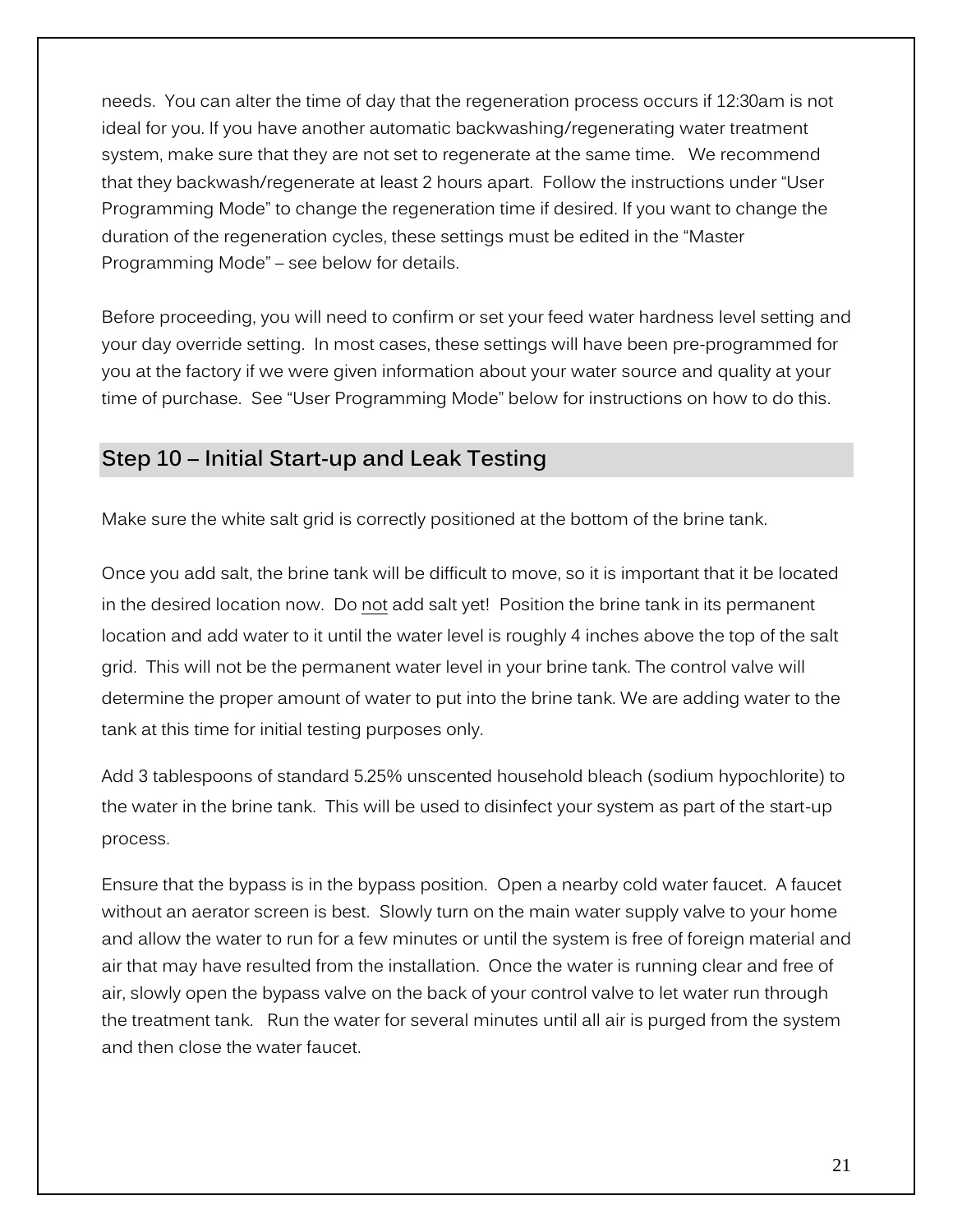needs. You can alter the time of day that the regeneration process occurs if 12:30am is not ideal for you. If you have another automatic backwashing/regenerating water treatment system, make sure that they are not set to regenerate at the same time. We recommend that they backwash/regenerate at least 2 hours apart. Follow the instructions under "User Programming Mode" to change the regeneration time if desired. If you want to change the duration of the regeneration cycles, these settings must be edited in the "Master Programming Mode" – see below for details.

Before proceeding, you will need to confirm or set your feed water hardness level setting and your day override setting. In most cases, these settings will have been pre-programmed for you at the factory if we were given information about your water source and quality at your time of purchase. See "User Programming Mode" below for instructions on how to do this.

## Step 10 – Initial Start-up and Leak Testing

Make sure the white salt grid is correctly positioned at the bottom of the brine tank.

Once you add salt, the brine tank will be difficult to move, so it is important that it be located in the desired location now. Do <u>not</u> add salt yet! Position the brine tank in its permanent location and add water to it until the water level is roughly 4 inches above the top of the salt grid. This will not be the permanent water level in your brine tank. The control valve will determine the proper amount of water to put into the brine tank. We are adding water to the tank at this time for initial testing purposes only.

Add 3 tablespoons of standard 5.25% unscented household bleach (sodium hypochlorite) to the water in the brine tank. This will be used to disinfect your system as part of the start-up process.

Ensure that the bypass is in the bypass position. Open a nearby cold water faucet. A faucet without an aerator screen is best. Slowly turn on the main water supply valve to your home and allow the water to run for a few minutes or until the system is free of foreign material and air that may have resulted from the installation. Once the water is running clear and free of air, slowly open the bypass valve on the back of your control valve to let water run through the treatment tank. Run the water for several minutes until all air is purged from the system and then close the water faucet.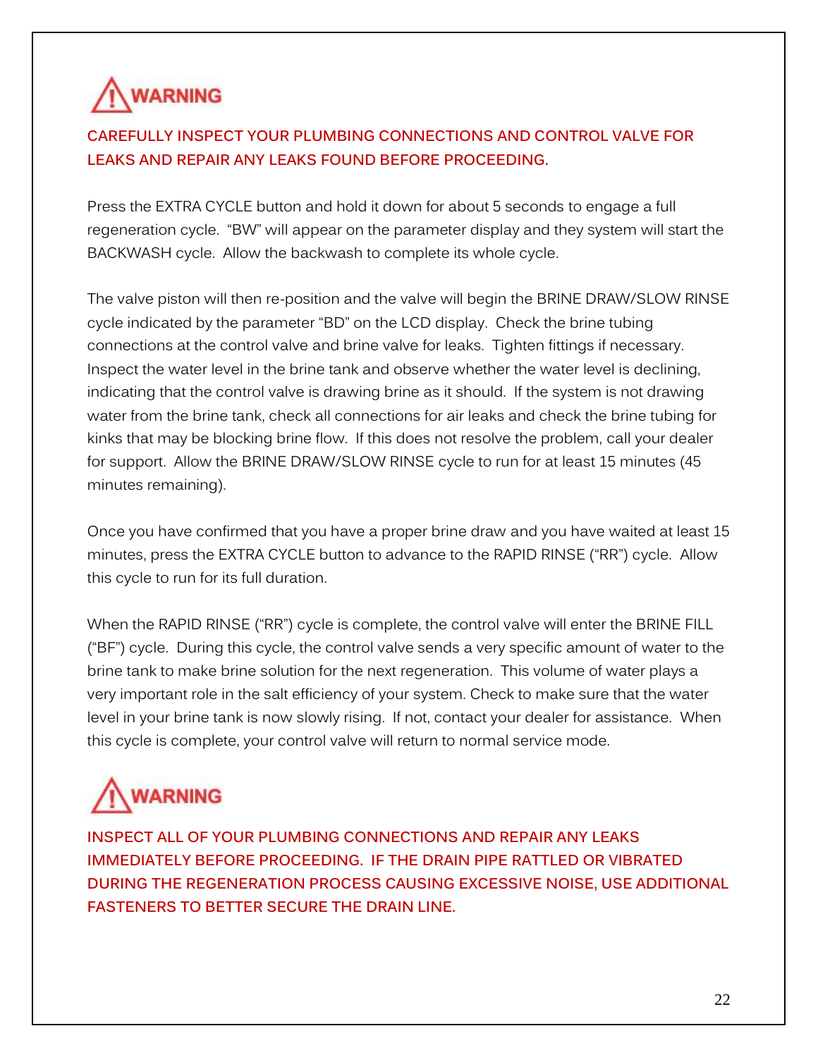**⚠ WARNING**

**CAREFULLY INSPECT YOUR PLUMBING CONNECTIONS AND CONTROL VALVE FOR LEAKS AND REPAIR ANY LEAKS FOUND BEFORE PROCEEDING.**

Press the EXTRA CYCLE button and hold it down for about 5 seconds to engage a full regeneration cycle. "BW" will appear on the parameter display and they system will start the BACKWASH cycle. Allow the backwash to complete its whole cycle.

The valve piston will then re-position and the valve will begin the BRINE DRAW/SLOW RINSE cycle indicated by the parameter "BD" on the LCD display. Check the brine tubing connections at the control valve and brine valve for leaks. Tighten fittings if necessary. Inspect the water level in the brine tank and observe whether the water level is declining, indicating that the control valve is drawing brine as it should. If the system is not drawing water from the brine tank, check all connections for air leaks and check the brine tubing for kinks that may be blocking brine flow. If this does not resolve the problem, call your dealer for support. Allow the BRINE DRAW/SLOW RINSE cycle to run for at least 15 minutes (45 minutes remaining).

Once you have confirmed that you have a proper brine draw and you have waited at least 15 minutes, press the EXTRA CYCLE button to advance to the RAPID RINSE ("RR") cycle. Allow this cycle to run for its full duration.

When the RAPID RINSE ("RR") cycle is complete, the control valve will enter the BRINE FILL ("BF") cycle. During this cycle, the control valve sends a very specific amount of water to the brine tank to make brine solution for the next regeneration. This volume of water plays a very important role in the salt efficiency of your system. Check to make sure that the water level in your brine tank is now slowly rising. If not, contact your dealer for assistance. When this cycle is complete, your control valve will return to normal service mode.

**⚠ WARNING**

**INSPECT ALL OF YOUR PLUMBING CONNECTIONS AND REPAIR ANY LEAKS IMMEDIATELY BEFORE PROCEEDING. IF THE DRAIN PIPE RATTLED OR VIBRATED DURING THE REGENERATION PROCESS CAUSING EXCESSIVE NOISE, USE ADDITIONAL FASTENERS TO BETTER SECURE THE DRAIN LINE.**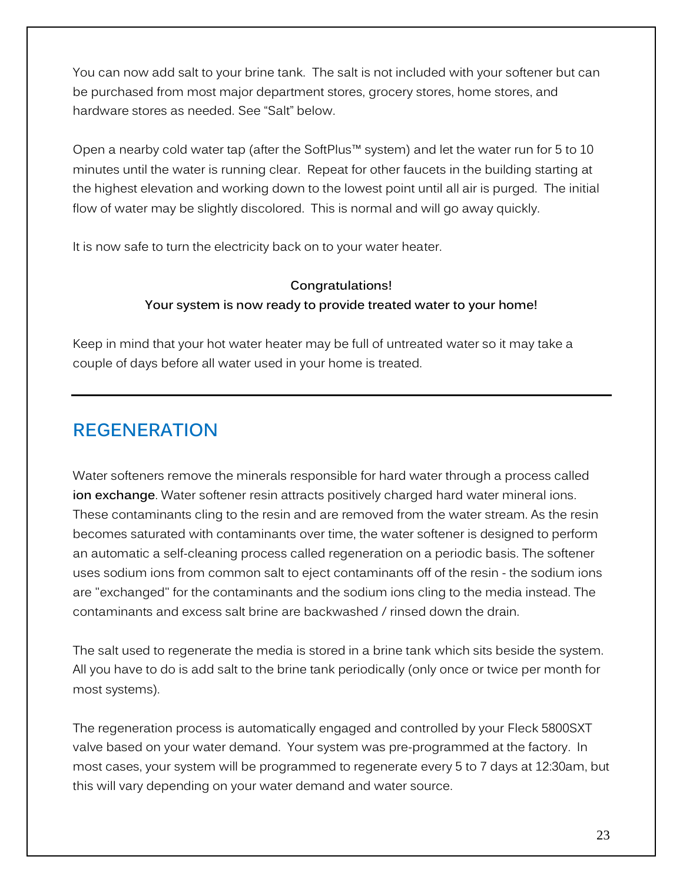You can now add salt to your brine tank. The salt is not included with your softener but can be purchased from most major department stores, grocery stores, home stores, and hardware stores as needed. See "Salt" below.

Open a nearby cold water tap (after the SoftPlus™ system) and let the water run for 5 to 10 minutes until the water is running clear. Repeat for other faucets in the building starting at the highest elevation and working down to the lowest point until all air is purged. The initial flow of water may be slightly discolored. This is normal and will go away quickly.

It is now safe to turn the electricity back on to your water heater.

**Congratulations!**
**Your system is now ready to provide treated water to your home!**

Keep in mind that your hot water heater may be full of untreated water so it may take a couple of days before all water used in your home is treated.

---

## REGENERATION

Water softeners remove the minerals responsible for hard water through a process called **ion exchange**. Water softener resin attracts positively charged hard water mineral ions. These contaminants cling to the resin and are removed from the water stream. As the resin becomes saturated with contaminants over time, the water softener is designed to perform an automatic a self-cleaning process called regeneration on a periodic basis. The softener uses sodium ions from common salt to eject contaminants off of the resin - the sodium ions are "exchanged" for the contaminants and the sodium ions cling to the media instead. The contaminants and excess salt brine are backwashed / rinsed down the drain.

The salt used to regenerate the media is stored in a brine tank which sits beside the system. All you have to do is add salt to the brine tank periodically (only once or twice per month for most systems).

The regeneration process is automatically engaged and controlled by your Fleck 5800SXT valve based on your water demand. Your system was pre-programmed at the factory. In most cases, your system will be programmed to regenerate every 5 to 7 days at 12:30am, but this will vary depending on your water demand and water source.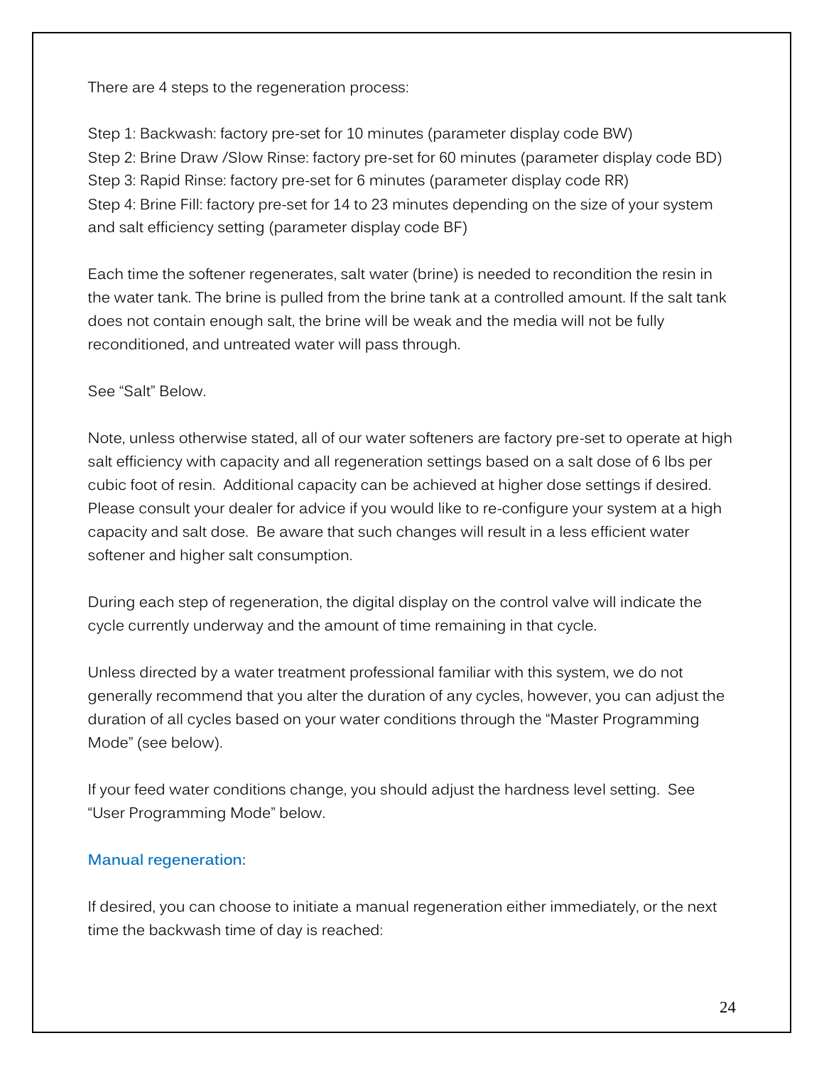There are 4 steps to the regeneration process:

Step 1: Backwash: factory pre-set for 10 minutes (parameter display code BW)
Step 2: Brine Draw /Slow Rinse: factory pre-set for 60 minutes (parameter display code BD)
Step 3: Rapid Rinse: factory pre-set for 6 minutes (parameter display code RR)
Step 4: Brine Fill: factory pre-set for 14 to 23 minutes depending on the size of your system and salt efficiency setting (parameter display code BF)

Each time the softener regenerates, salt water (brine) is needed to recondition the resin in the water tank. The brine is pulled from the brine tank at a controlled amount. If the salt tank does not contain enough salt, the brine will be weak and the media will not be fully reconditioned, and untreated water will pass through.

See "Salt" Below.

Note, unless otherwise stated, all of our water softeners are factory pre-set to operate at high salt efficiency with capacity and all regeneration settings based on a salt dose of 6 lbs per cubic foot of resin. Additional capacity can be achieved at higher dose settings if desired. Please consult your dealer for advice if you would like to re-configure your system at a high capacity and salt dose. Be aware that such changes will result in a less efficient water softener and higher salt consumption.

During each step of regeneration, the digital display on the control valve will indicate the cycle currently underway and the amount of time remaining in that cycle.

Unless directed by a water treatment professional familiar with this system, we do not generally recommend that you alter the duration of any cycles, however, you can adjust the duration of all cycles based on your water conditions through the "Master Programming Mode" (see below).

If your feed water conditions change, you should adjust the hardness level setting. See "User Programming Mode" below.

### Manual regeneration:

If desired, you can choose to initiate a manual regeneration either immediately, or the next time the backwash time of day is reached: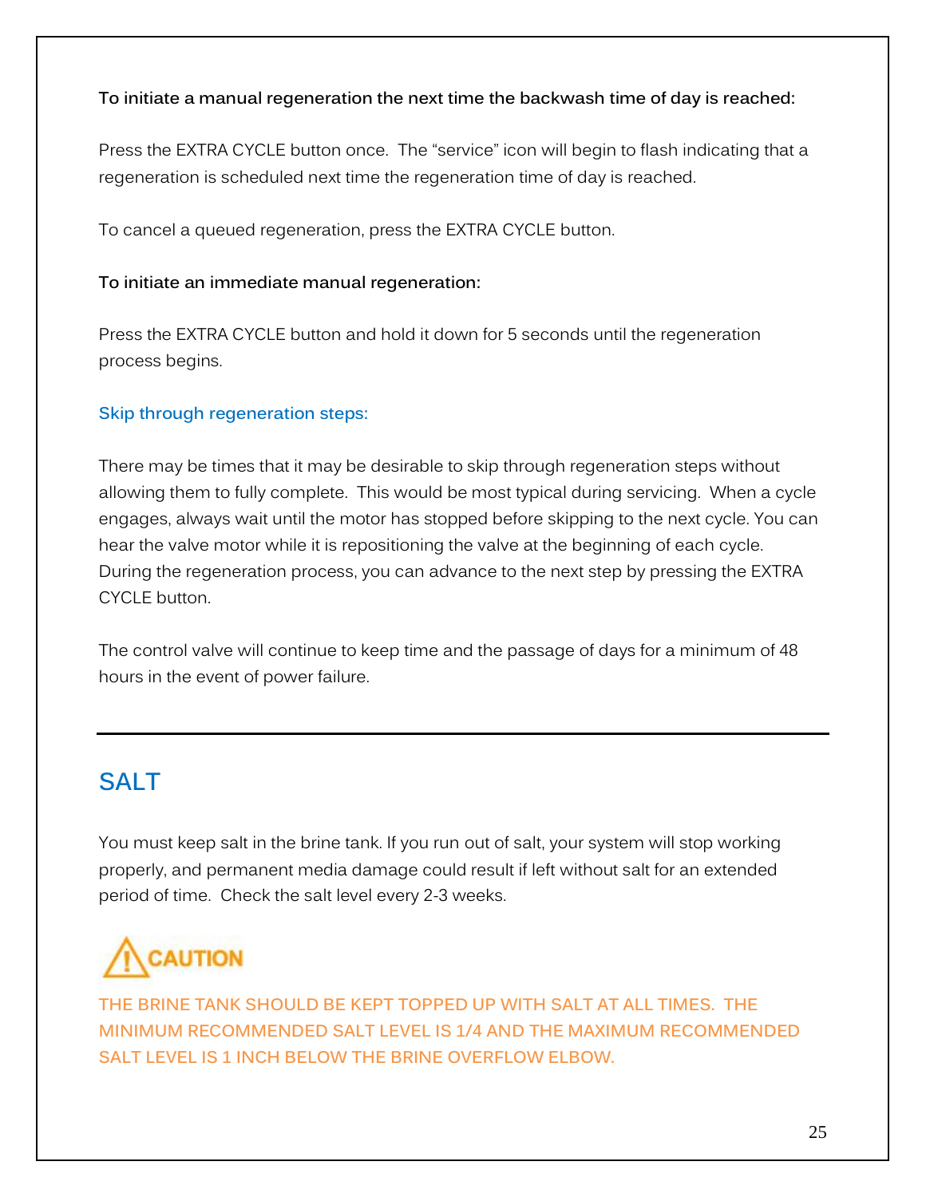**To initiate a manual regeneration the next time the backwash time of day is reached:**

Press the EXTRA CYCLE button once. The "service" icon will begin to flash indicating that a regeneration is scheduled next time the regeneration time of day is reached.

To cancel a queued regeneration, press the EXTRA CYCLE button.

**To initiate an immediate manual regeneration:**

Press the EXTRA CYCLE button and hold it down for 5 seconds until the regeneration process begins.

### Skip through regeneration steps:

There may be times that it may be desirable to skip through regeneration steps without allowing them to fully complete. This would be most typical during servicing. When a cycle engages, always wait until the motor has stopped before skipping to the next cycle. You can hear the valve motor while it is repositioning the valve at the beginning of each cycle. During the regeneration process, you can advance to the next step by pressing the EXTRA CYCLE button.

The control valve will continue to keep time and the passage of days for a minimum of 48 hours in the event of power failure.

---

## SALT

You must keep salt in the brine tank. If you run out of salt, your system will stop working properly, and permanent media damage could result if left without salt for an extended period of time. Check the salt level every 2-3 weeks.

**CAUTION**

**THE BRINE TANK SHOULD BE KEPT TOPPED UP WITH SALT AT ALL TIMES. THE MINIMUM RECOMMENDED SALT LEVEL IS 1/4 AND THE MAXIMUM RECOMMENDED SALT LEVEL IS 1 INCH BELOW THE BRINE OVERFLOW ELBOW.**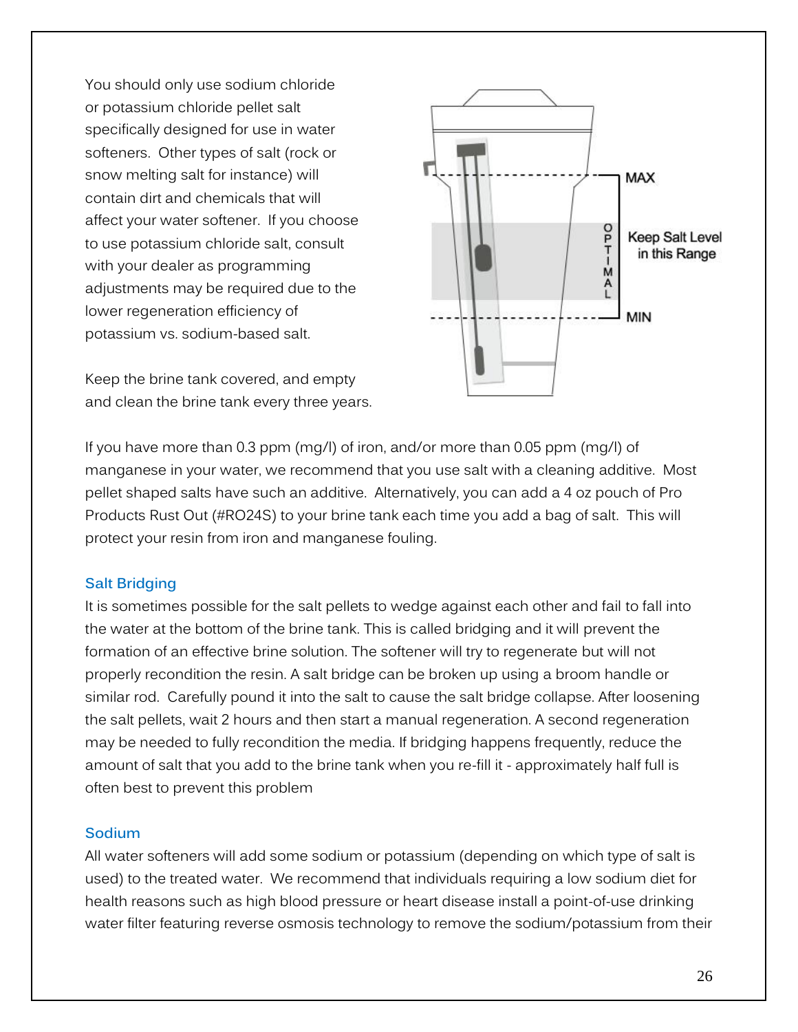You should only use sodium chloride or potassium chloride pellet salt specifically designed for use in water softeners. Other types of salt (rock or snow melting salt for instance) will contain dirt and chemicals that will affect your water softener. If you choose to use potassium chloride salt, consult with your dealer as programming adjustments may be required due to the lower regeneration efficiency of potassium vs. sodium-based salt.

Keep the brine tank covered, and empty and clean the brine tank every three years.

MAX

OPTIMAL

Keep Salt Level in this Range

MIN

If you have more than 0.3 ppm (mg/l) of iron, and/or more than 0.05 ppm (mg/l) of manganese in your water, we recommend that you use salt with a cleaning additive. Most pellet shaped salts have such an additive. Alternatively, you can add a 4 oz pouch of Pro Products Rust Out (#RO24S) to your brine tank each time you add a bag of salt. This will protect your resin from iron and manganese fouling.

## Salt Bridging

It is sometimes possible for the salt pellets to wedge against each other and fail to fall into the water at the bottom of the brine tank. This is called bridging and it will prevent the formation of an effective brine solution. The softener will try to regenerate but will not properly recondition the resin. A salt bridge can be broken up using a broom handle or similar rod. Carefully pound it into the salt to cause the salt bridge collapse. After loosening the salt pellets, wait 2 hours and then start a manual regeneration. A second regeneration may be needed to fully recondition the media. If bridging happens frequently, reduce the amount of salt that you add to the brine tank when you re-fill it - approximately half full is often best to prevent this problem

## Sodium

All water softeners will add some sodium or potassium (depending on which type of salt is used) to the treated water. We recommend that individuals requiring a low sodium diet for health reasons such as high blood pressure or heart disease install a point-of-use drinking water filter featuring reverse osmosis technology to remove the sodium/potassium from their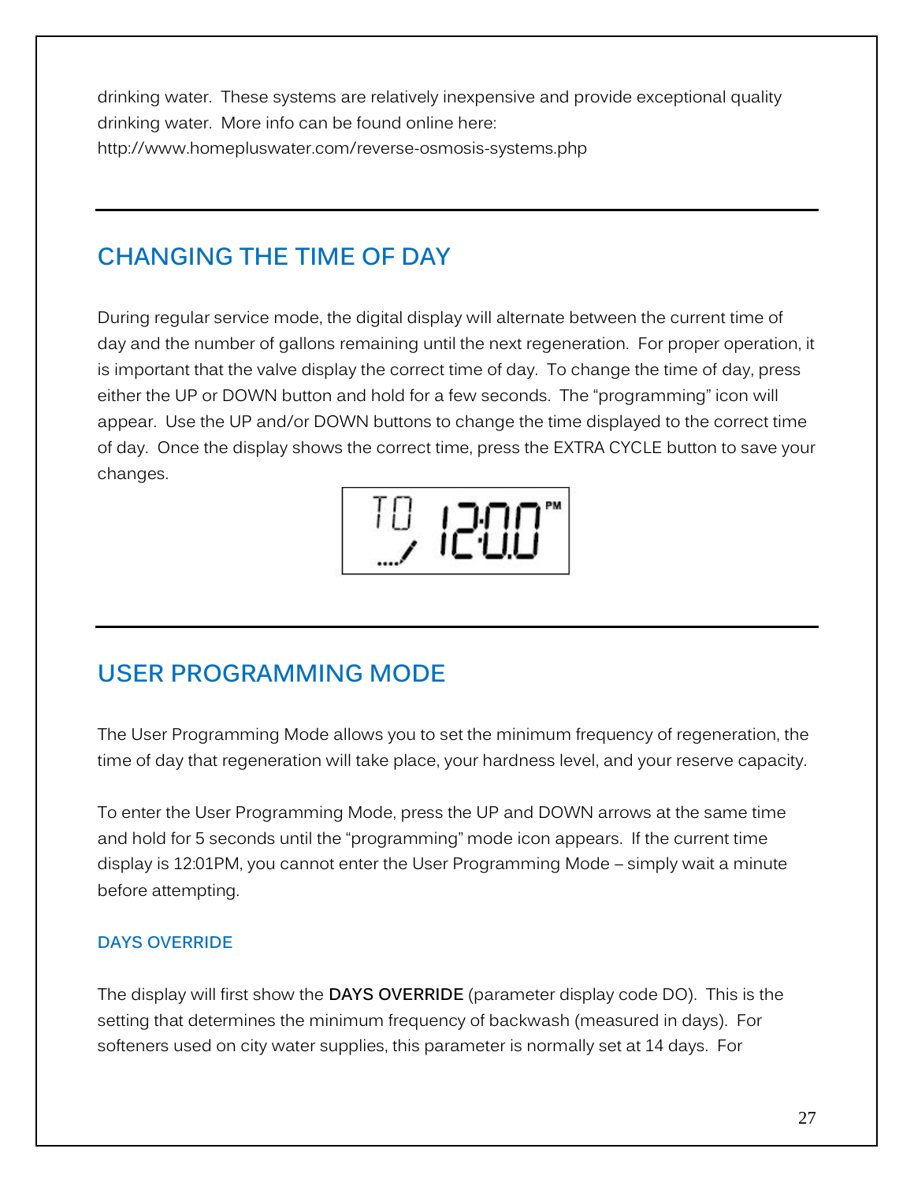drinking water. These systems are relatively inexpensive and provide exceptional quality drinking water. More info can be found online here: http://www.homepluswater.com/reverse-osmosis-systems.php

---

## CHANGING THE TIME OF DAY

During regular service mode, the digital display will alternate between the current time of day and the number of gallons remaining until the next regeneration. For proper operation, it is important that the valve display the correct time of day. To change the time of day, press either the UP or DOWN button and hold for a few seconds. The "programming" icon will appear. Use the UP and/or DOWN buttons to change the time displayed to the correct time of day. Once the display shows the correct time, press the EXTRA CYCLE button to save your changes.

---

## USER PROGRAMMING MODE

The User Programming Mode allows you to set the minimum frequency of regeneration, the time of day that regeneration will take place, your hardness level, and your reserve capacity.

To enter the User Programming Mode, press the UP and DOWN arrows at the same time and hold for 5 seconds until the "programming" mode icon appears. If the current time display is 12:01PM, you cannot enter the User Programming Mode – simply wait a minute before attempting.

### DAYS OVERRIDE

The display will first show the **DAYS OVERRIDE** (parameter display code DO). This is the setting that determines the minimum frequency of backwash (measured in days). For softeners used on city water supplies, this parameter is normally set at 14 days. For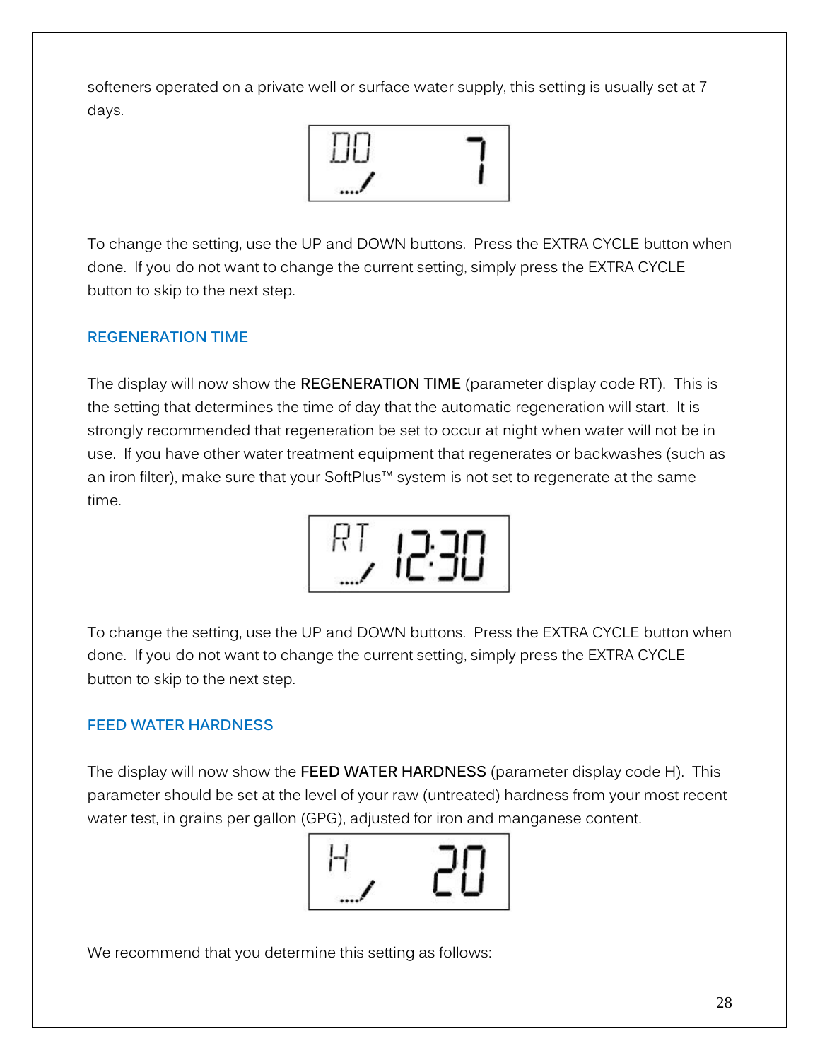softeners operated on a private well or surface water supply, this setting is usually set at 7 days.

DO 7

To change the setting, use the UP and DOWN buttons. Press the EXTRA CYCLE button when done. If you do not want to change the current setting, simply press the EXTRA CYCLE button to skip to the next step.

## REGENERATION TIME

The display will now show the **REGENERATION TIME** (parameter display code RT). This is the setting that determines the time of day that the automatic regeneration will start. It is strongly recommended that regeneration be set to occur at night when water will not be in use. If you have other water treatment equipment that regenerates or backwashes (such as an iron filter), make sure that your SoftPlus™ system is not set to regenerate at the same time.

RT 12:30

To change the setting, use the UP and DOWN buttons. Press the EXTRA CYCLE button when done. If you do not want to change the current setting, simply press the EXTRA CYCLE button to skip to the next step.

## FEED WATER HARDNESS

The display will now show the **FEED WATER HARDNESS** (parameter display code H). This parameter should be set at the level of your raw (untreated) hardness from your most recent water test, in grains per gallon (GPG), adjusted for iron and manganese content.

H 20

We recommend that you determine this setting as follows: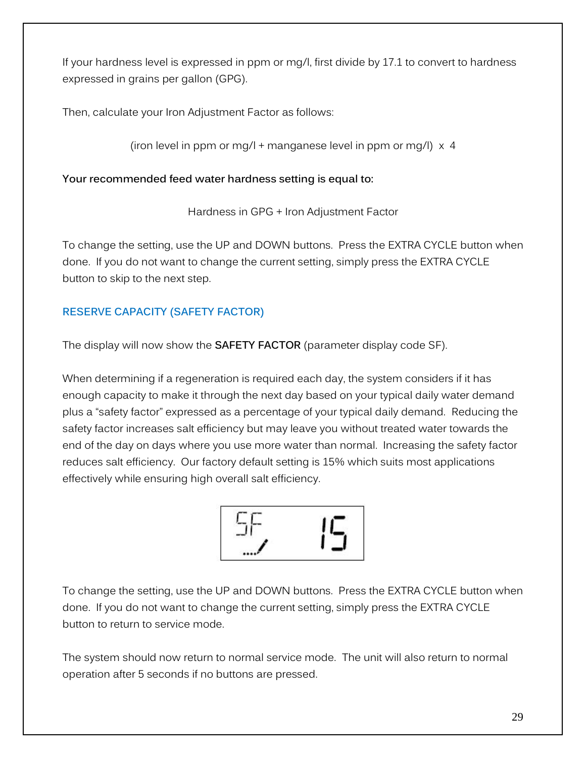If your hardness level is expressed in ppm or mg/l, first divide by 17.1 to convert to hardness expressed in grains per gallon (GPG).

Then, calculate your Iron Adjustment Factor as follows:

(iron level in ppm or mg/l + manganese level in ppm or mg/l) x 4

**Your recommended feed water hardness setting is equal to:**

Hardness in GPG + Iron Adjustment Factor

To change the setting, use the UP and DOWN buttons. Press the EXTRA CYCLE button when done. If you do not want to change the current setting, simply press the EXTRA CYCLE button to skip to the next step.

## RESERVE CAPACITY (SAFETY FACTOR)

The display will now show the **SAFETY FACTOR** (parameter display code SF).

When determining if a regeneration is required each day, the system considers if it has enough capacity to make it through the next day based on your typical daily water demand plus a "safety factor" expressed as a percentage of your typical daily demand. Reducing the safety factor increases salt efficiency but may leave you without treated water towards the end of the day on days where you use more water than normal. Increasing the safety factor reduces salt efficiency. Our factory default setting is 15% which suits most applications effectively while ensuring high overall salt efficiency.

SF 15

To change the setting, use the UP and DOWN buttons. Press the EXTRA CYCLE button when done. If you do not want to change the current setting, simply press the EXTRA CYCLE button to return to service mode.

The system should now return to normal service mode. The unit will also return to normal operation after 5 seconds if no buttons are pressed.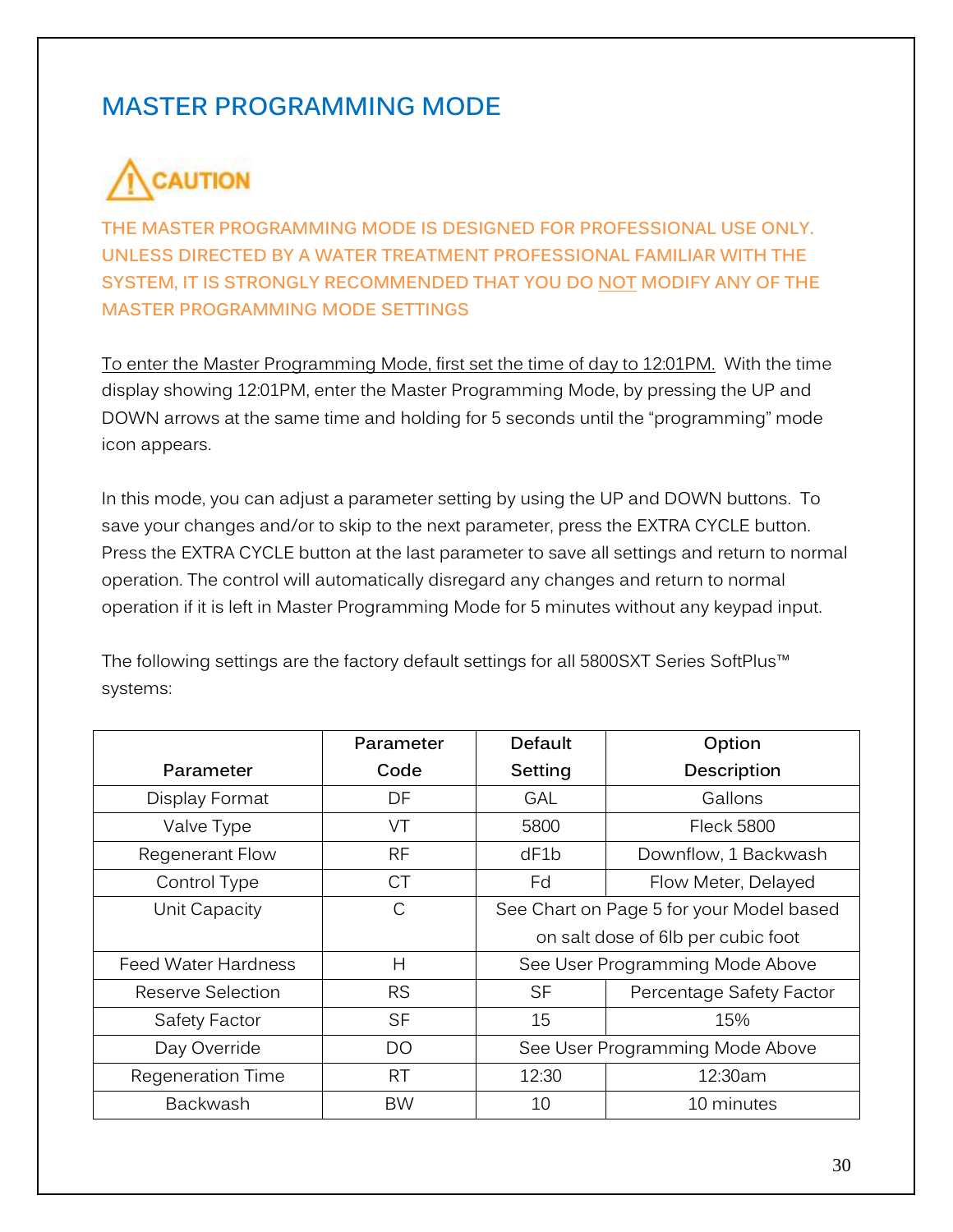## MASTER PROGRAMMING MODE

**CAUTION**

**THE MASTER PROGRAMMING MODE IS DESIGNED FOR PROFESSIONAL USE ONLY. UNLESS DIRECTED BY A WATER TREATMENT PROFESSIONAL FAMILIAR WITH THE SYSTEM, IT IS STRONGLY RECOMMENDED THAT YOU DO <u>NOT</u> MODIFY ANY OF THE MASTER PROGRAMMING MODE SETTINGS**

<u>To enter the Master Programming Mode, first set the time of day to 12:01PM.</u> With the time display showing 12:01PM, enter the Master Programming Mode, by pressing the UP and DOWN arrows at the same time and holding for 5 seconds until the "programming" mode icon appears.

In this mode, you can adjust a parameter setting by using the UP and DOWN buttons. To save your changes and/or to skip to the next parameter, press the EXTRA CYCLE button. Press the EXTRA CYCLE button at the last parameter to save all settings and return to normal operation. The control will automatically disregard any changes and return to normal operation if it is left in Master Programming Mode for 5 minutes without any keypad input.

The following settings are the factory default settings for all 5800SXT Series SoftPlus™ systems:

| Parameter | Parameter Code | Default Setting | Option Description |
|---|---|---|---|
| Display Format | DF | GAL | Gallons |
| Valve Type | VT | 5800 | Fleck 5800 |
| Regenerant Flow | RF | dF1b | Downflow, 1 Backwash |
| Control Type | CT | Fd | Flow Meter, Delayed |
| Unit Capacity | C | See Chart on Page 5 for your Model based on salt dose of 6lb per cubic foot | |
| Feed Water Hardness | H | See User Programming Mode Above | |
| Reserve Selection | RS | SF | Percentage Safety Factor |
| Safety Factor | SF | 15 | 15% |
| Day Override | DO | See User Programming Mode Above | |
| Regeneration Time | RT | 12:30 | 12:30am |
| Backwash | BW | 10 | 10 minutes |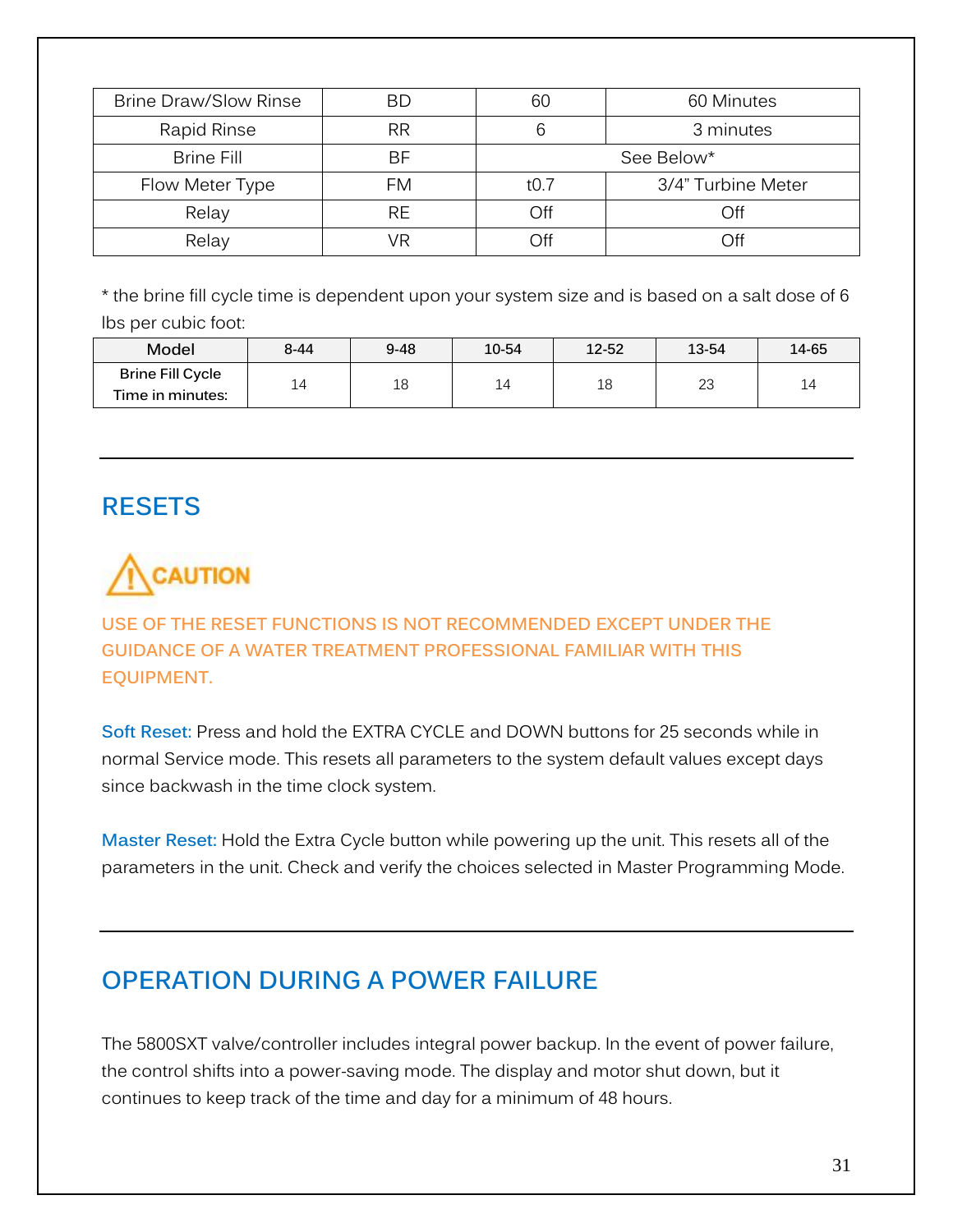| Brine Draw/Slow Rinse | BD | 60 | 60 Minutes |
|---|---|---|---|
| Rapid Rinse | RR | 6 | 3 minutes |
| Brine Fill | BF | See Below* | |
| Flow Meter Type | FM | t0.7 | 3/4" Turbine Meter |
| Relay | RE | Off | Off |
| Relay | VR | Off | Off |

* the brine fill cycle time is dependent upon your system size and is based on a salt dose of 6 lbs per cubic foot:

| Model | 8-44 | 9-48 | 10-54 | 12-52 | 13-54 | 14-65 |
|---|---|---|---|---|---|---|
| **Brine Fill Cycle Time in minutes:** | 14 | 18 | 14 | 18 | 23 | 14 |

---

## RESETS

**CAUTION**

USE OF THE RESET FUNCTIONS IS NOT RECOMMENDED EXCEPT UNDER THE GUIDANCE OF A WATER TREATMENT PROFESSIONAL FAMILIAR WITH THIS EQUIPMENT.

**Soft Reset:** Press and hold the EXTRA CYCLE and DOWN buttons for 25 seconds while in normal Service mode. This resets all parameters to the system default values except days since backwash in the time clock system.

**Master Reset:** Hold the Extra Cycle button while powering up the unit. This resets all of the parameters in the unit. Check and verify the choices selected in Master Programming Mode.

---

## OPERATION DURING A POWER FAILURE

The 5800SXT valve/controller includes integral power backup. In the event of power failure, the control shifts into a power-saving mode. The display and motor shut down, but it continues to keep track of the time and day for a minimum of 48 hours.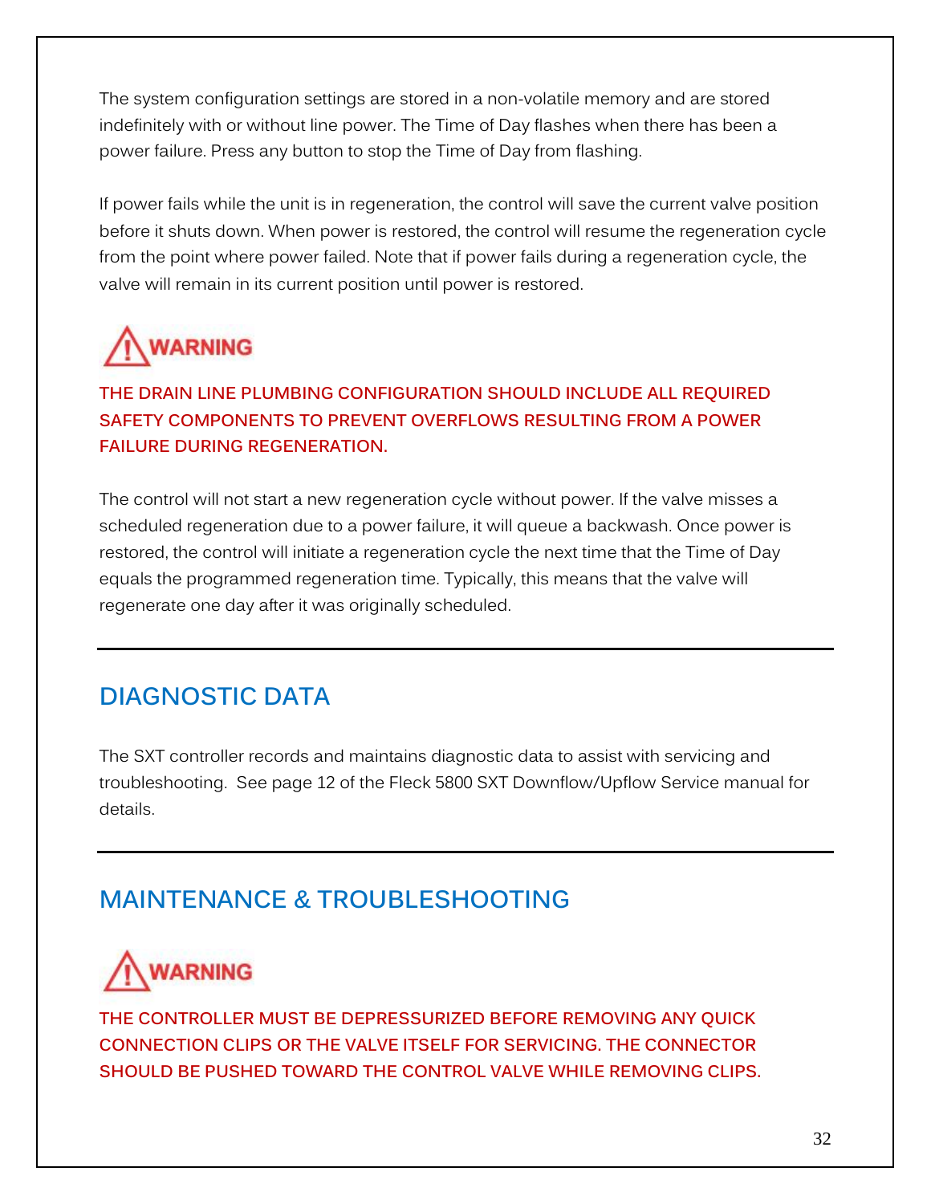The system configuration settings are stored in a non-volatile memory and are stored indefinitely with or without line power. The Time of Day flashes when there has been a power failure. Press any button to stop the Time of Day from flashing.

If power fails while the unit is in regeneration, the control will save the current valve position before it shuts down. When power is restored, the control will resume the regeneration cycle from the point where power failed. Note that if power fails during a regeneration cycle, the valve will remain in its current position until power is restored.

**WARNING**

**THE DRAIN LINE PLUMBING CONFIGURATION SHOULD INCLUDE ALL REQUIRED SAFETY COMPONENTS TO PREVENT OVERFLOWS RESULTING FROM A POWER FAILURE DURING REGENERATION.**

The control will not start a new regeneration cycle without power. If the valve misses a scheduled regeneration due to a power failure, it will queue a backwash. Once power is restored, the control will initiate a regeneration cycle the next time that the Time of Day equals the programmed regeneration time. Typically, this means that the valve will regenerate one day after it was originally scheduled.

---

## DIAGNOSTIC DATA

The SXT controller records and maintains diagnostic data to assist with servicing and troubleshooting. See page 12 of the Fleck 5800 SXT Downflow/Upflow Service manual for details.

---

## MAINTENANCE & TROUBLESHOOTING

**WARNING**

**THE CONTROLLER MUST BE DEPRESSURIZED BEFORE REMOVING ANY QUICK CONNECTION CLIPS OR THE VALVE ITSELF FOR SERVICING. THE CONNECTOR SHOULD BE PUSHED TOWARD THE CONTROL VALVE WHILE REMOVING CLIPS.**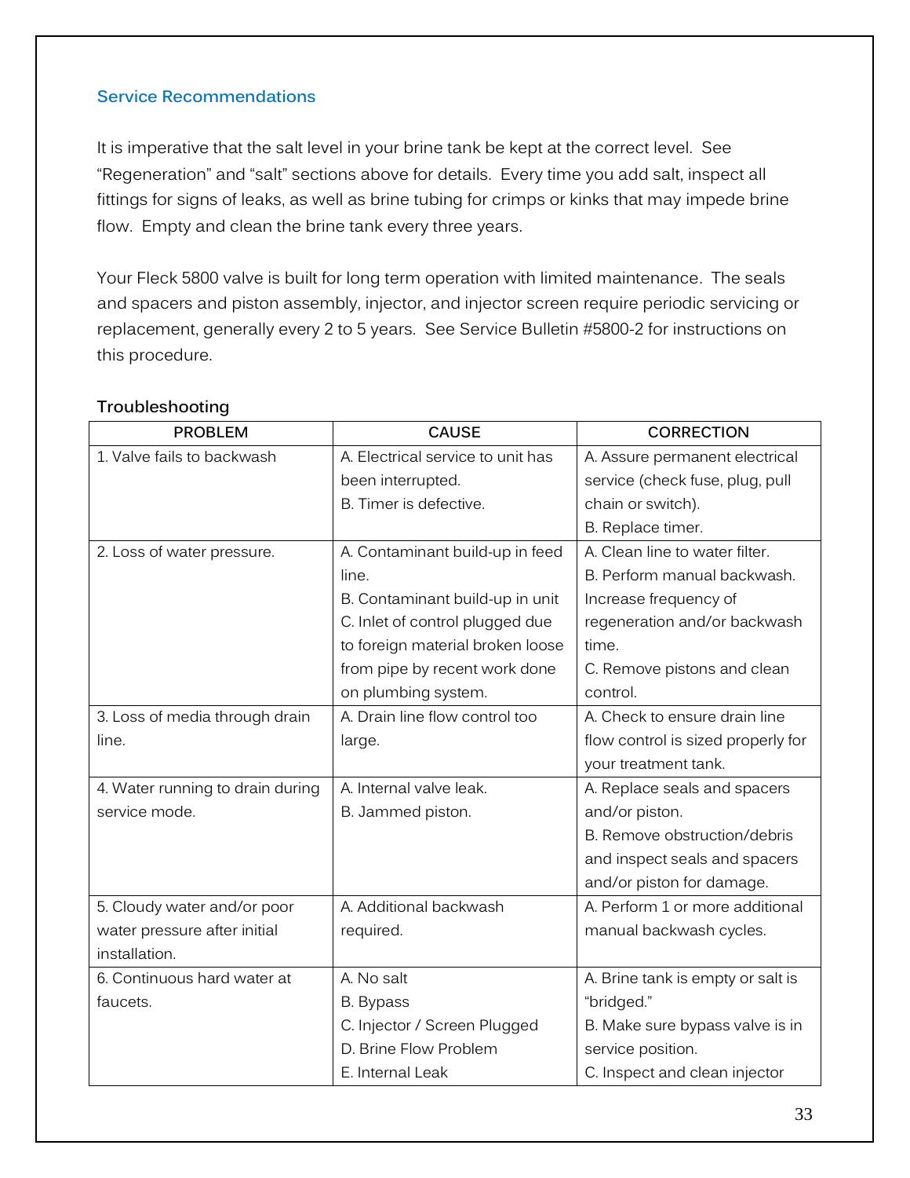## Service Recommendations

It is imperative that the salt level in your brine tank be kept at the correct level. See "Regeneration" and "salt" sections above for details. Every time you add salt, inspect all fittings for signs of leaks, as well as brine tubing for crimps or kinks that may impede brine flow. Empty and clean the brine tank every three years.

Your Fleck 5800 valve is built for long term operation with limited maintenance. The seals and spacers and piston assembly, injector, and injector screen require periodic servicing or replacement, generally every 2 to 5 years. See Service Bulletin #5800-2 for instructions on this procedure.

### Troubleshooting

| PROBLEM | CAUSE | CORRECTION |
|---|---|---|
| 1. Valve fails to backwash | A. Electrical service to unit has been interrupted.<br>B. Timer is defective. | A. Assure permanent electrical service (check fuse, plug, pull chain or switch).<br>B. Replace timer. |
| 2. Loss of water pressure. | A. Contaminant build-up in feed line.<br>B. Contaminant build-up in unit<br>C. Inlet of control plugged due to foreign material broken loose from pipe by recent work done on plumbing system. | A. Clean line to water filter.<br>B. Perform manual backwash. Increase frequency of regeneration and/or backwash time.<br>C. Remove pistons and clean control. |
| 3. Loss of media through drain line. | A. Drain line flow control too large. | A. Check to ensure drain line flow control is sized properly for your treatment tank. |
| 4. Water running to drain during service mode. | A. Internal valve leak.<br>B. Jammed piston. | A. Replace seals and spacers and/or piston.<br>B. Remove obstruction/debris and inspect seals and spacers and/or piston for damage. |
| 5. Cloudy water and/or poor water pressure after initial installation. | A. Additional backwash required. | A. Perform 1 or more additional manual backwash cycles. |
| 6. Continuous hard water at faucets. | A. No salt<br>B. Bypass<br>C. Injector / Screen Plugged<br>D. Brine Flow Problem<br>E. Internal Leak | A. Brine tank is empty or salt is "bridged."<br>B. Make sure bypass valve is in service position.<br>C. Inspect and clean injector |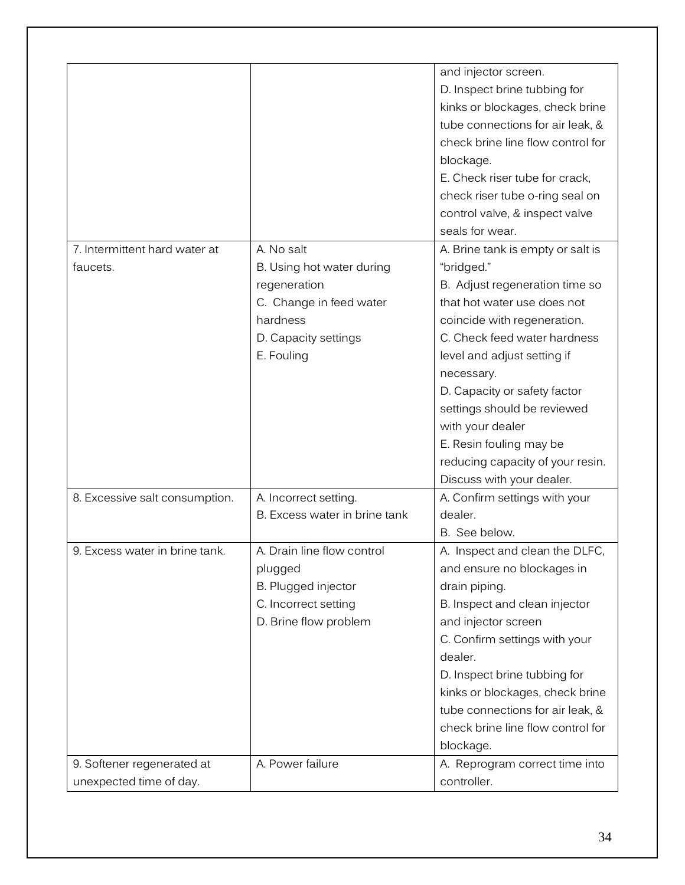| | | |
|---|---|---|
| | | and injector screen.<br>D. Inspect brine tubbing for kinks or blockages, check brine tube connections for air leak, & check brine line flow control for blockage.<br>E. Check riser tube for crack, check riser tube o-ring seal on control valve, & inspect valve seals for wear. |
| 7. Intermittent hard water at faucets. | A. No salt<br>B. Using hot water during regeneration<br>C. Change in feed water hardness<br>D. Capacity settings<br>E. Fouling | A. Brine tank is empty or salt is "bridged."<br>B. Adjust regeneration time so that hot water use does not coincide with regeneration.<br>C. Check feed water hardness level and adjust setting if necessary.<br>D. Capacity or safety factor settings should be reviewed with your dealer<br>E. Resin fouling may be reducing capacity of your resin. Discuss with your dealer. |
| 8. Excessive salt consumption. | A. Incorrect setting.<br>B. Excess water in brine tank | A. Confirm settings with your dealer.<br>B. See below. |
| 9. Excess water in brine tank. | A. Drain line flow control plugged<br>B. Plugged injector<br>C. Incorrect setting<br>D. Brine flow problem | A. Inspect and clean the DLFC, and ensure no blockages in drain piping.<br>B. Inspect and clean injector and injector screen<br>C. Confirm settings with your dealer.<br>D. Inspect brine tubbing for kinks or blockages, check brine tube connections for air leak, & check brine line flow control for blockage. |
| 9. Softener regenerated at unexpected time of day. | A. Power failure | A. Reprogram correct time into controller. |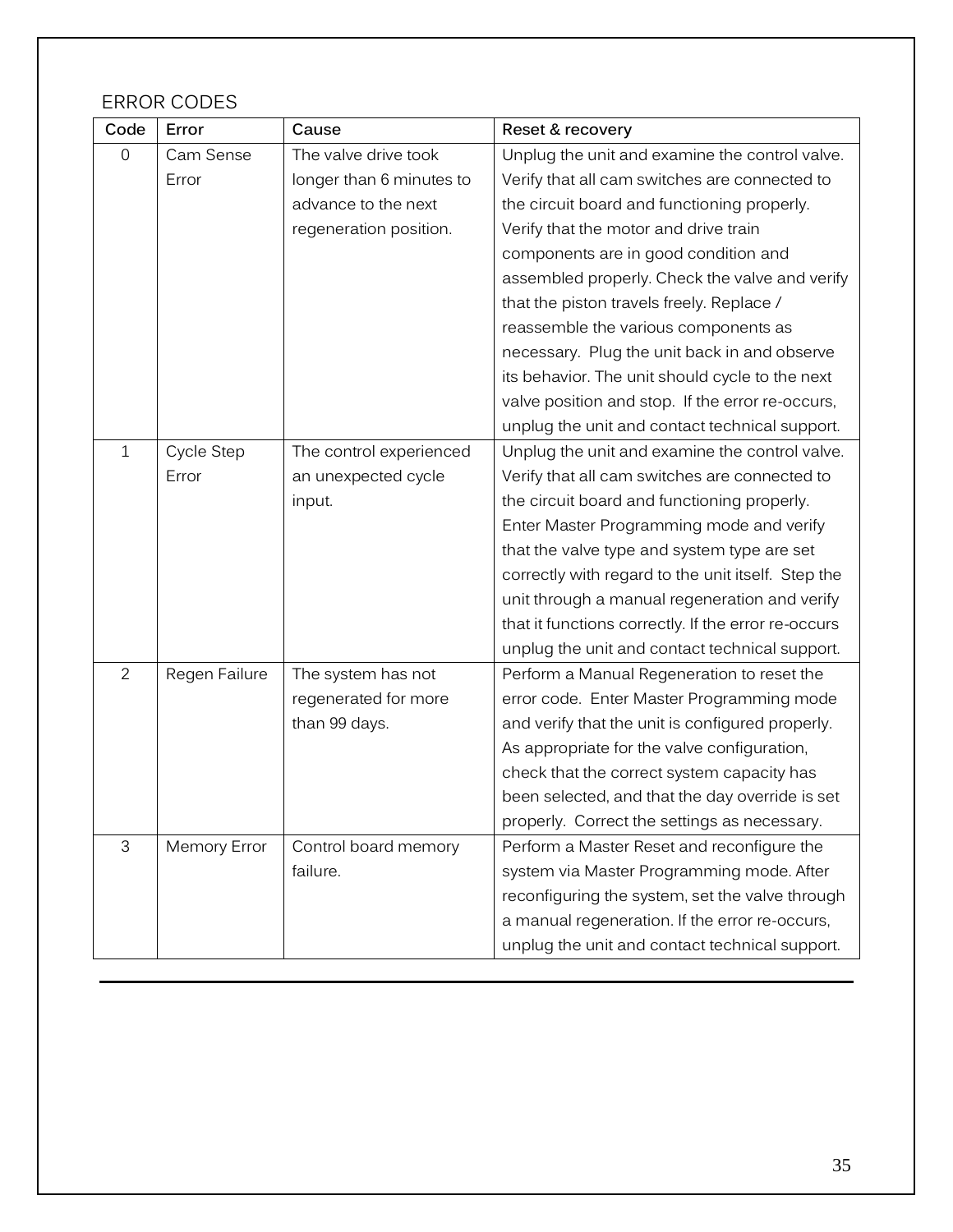## ERROR CODES

| Code | Error | Cause | Reset & recovery |
|---|---|---|---|
| 0 | Cam Sense Error | The valve drive took longer than 6 minutes to advance to the next regeneration position. | Unplug the unit and examine the control valve. Verify that all cam switches are connected to the circuit board and functioning properly. Verify that the motor and drive train components are in good condition and assembled properly. Check the valve and verify that the piston travels freely. Replace / reassemble the various components as necessary. Plug the unit back in and observe its behavior. The unit should cycle to the next valve position and stop. If the error re-occurs, unplug the unit and contact technical support. |
| 1 | Cycle Step Error | The control experienced an unexpected cycle input. | Unplug the unit and examine the control valve. Verify that all cam switches are connected to the circuit board and functioning properly. Enter Master Programming mode and verify that the valve type and system type are set correctly with regard to the unit itself. Step the unit through a manual regeneration and verify that it functions correctly. If the error re-occurs unplug the unit and contact technical support. |
| 2 | Regen Failure | The system has not regenerated for more than 99 days. | Perform a Manual Regeneration to reset the error code. Enter Master Programming mode and verify that the unit is configured properly. As appropriate for the valve configuration, check that the correct system capacity has been selected, and that the day override is set properly. Correct the settings as necessary. |
| 3 | Memory Error | Control board memory failure. | Perform a Master Reset and reconfigure the system via Master Programming mode. After reconfiguring the system, set the valve through a manual regeneration. If the error re-occurs, unplug the unit and contact technical support. |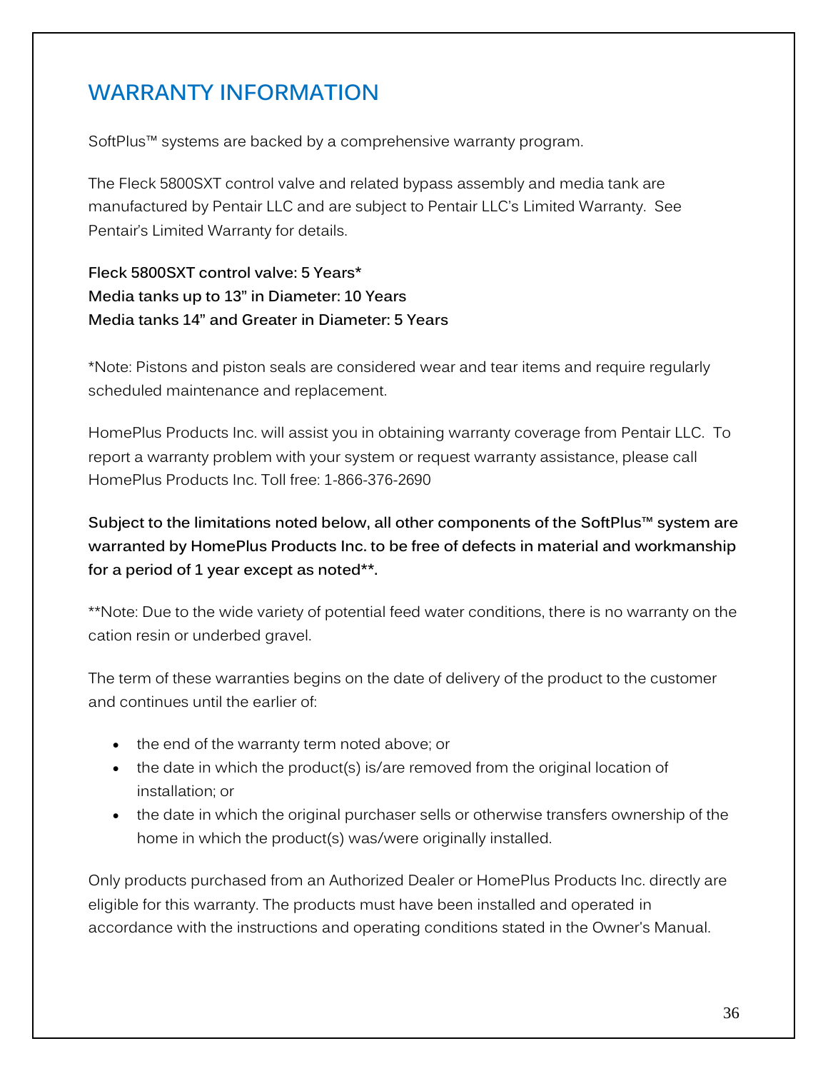## WARRANTY INFORMATION

SoftPlus™ systems are backed by a comprehensive warranty program.

The Fleck 5800SXT control valve and related bypass assembly and media tank are manufactured by Pentair LLC and are subject to Pentair LLC's Limited Warranty. See Pentair's Limited Warranty for details.

**Fleck 5800SXT control valve: 5 Years***
**Media tanks up to 13" in Diameter: 10 Years**
**Media tanks 14" and Greater in Diameter: 5 Years**

*Note: Pistons and piston seals are considered wear and tear items and require regularly scheduled maintenance and replacement.

HomePlus Products Inc. will assist you in obtaining warranty coverage from Pentair LLC. To report a warranty problem with your system or request warranty assistance, please call HomePlus Products Inc. Toll free: 1-866-376-2690

**Subject to the limitations noted below, all other components of the SoftPlus™ system are warranted by HomePlus Products Inc. to be free of defects in material and workmanship for a period of 1 year except as noted**.**

**Note: Due to the wide variety of potential feed water conditions, there is no warranty on the cation resin or underbed gravel.

The term of these warranties begins on the date of delivery of the product to the customer and continues until the earlier of:

- the end of the warranty term noted above; or
- the date in which the product(s) is/are removed from the original location of installation; or
- the date in which the original purchaser sells or otherwise transfers ownership of the home in which the product(s) was/were originally installed.

Only products purchased from an Authorized Dealer or HomePlus Products Inc. directly are eligible for this warranty. The products must have been installed and operated in accordance with the instructions and operating conditions stated in the Owner's Manual.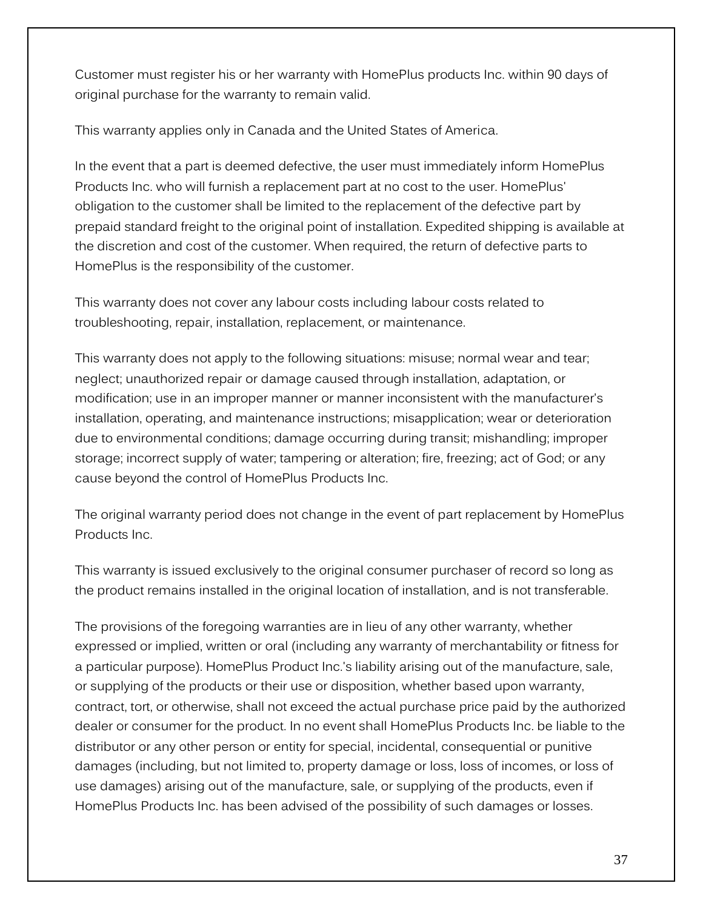Customer must register his or her warranty with HomePlus products Inc. within 90 days of original purchase for the warranty to remain valid.

This warranty applies only in Canada and the United States of America.

In the event that a part is deemed defective, the user must immediately inform HomePlus Products Inc. who will furnish a replacement part at no cost to the user. HomePlus' obligation to the customer shall be limited to the replacement of the defective part by prepaid standard freight to the original point of installation. Expedited shipping is available at the discretion and cost of the customer. When required, the return of defective parts to HomePlus is the responsibility of the customer.

This warranty does not cover any labour costs including labour costs related to troubleshooting, repair, installation, replacement, or maintenance.

This warranty does not apply to the following situations: misuse; normal wear and tear; neglect; unauthorized repair or damage caused through installation, adaptation, or modification; use in an improper manner or manner inconsistent with the manufacturer's installation, operating, and maintenance instructions; misapplication; wear or deterioration due to environmental conditions; damage occurring during transit; mishandling; improper storage; incorrect supply of water; tampering or alteration; fire, freezing; act of God; or any cause beyond the control of HomePlus Products Inc.

The original warranty period does not change in the event of part replacement by HomePlus Products Inc.

This warranty is issued exclusively to the original consumer purchaser of record so long as the product remains installed in the original location of installation, and is not transferable.

The provisions of the foregoing warranties are in lieu of any other warranty, whether expressed or implied, written or oral (including any warranty of merchantability or fitness for a particular purpose). HomePlus Product Inc.'s liability arising out of the manufacture, sale, or supplying of the products or their use or disposition, whether based upon warranty, contract, tort, or otherwise, shall not exceed the actual purchase price paid by the authorized dealer or consumer for the product. In no event shall HomePlus Products Inc. be liable to the distributor or any other person or entity for special, incidental, consequential or punitive damages (including, but not limited to, property damage or loss, loss of incomes, or loss of use damages) arising out of the manufacture, sale, or supplying of the products, even if HomePlus Products Inc. has been advised of the possibility of such damages or losses.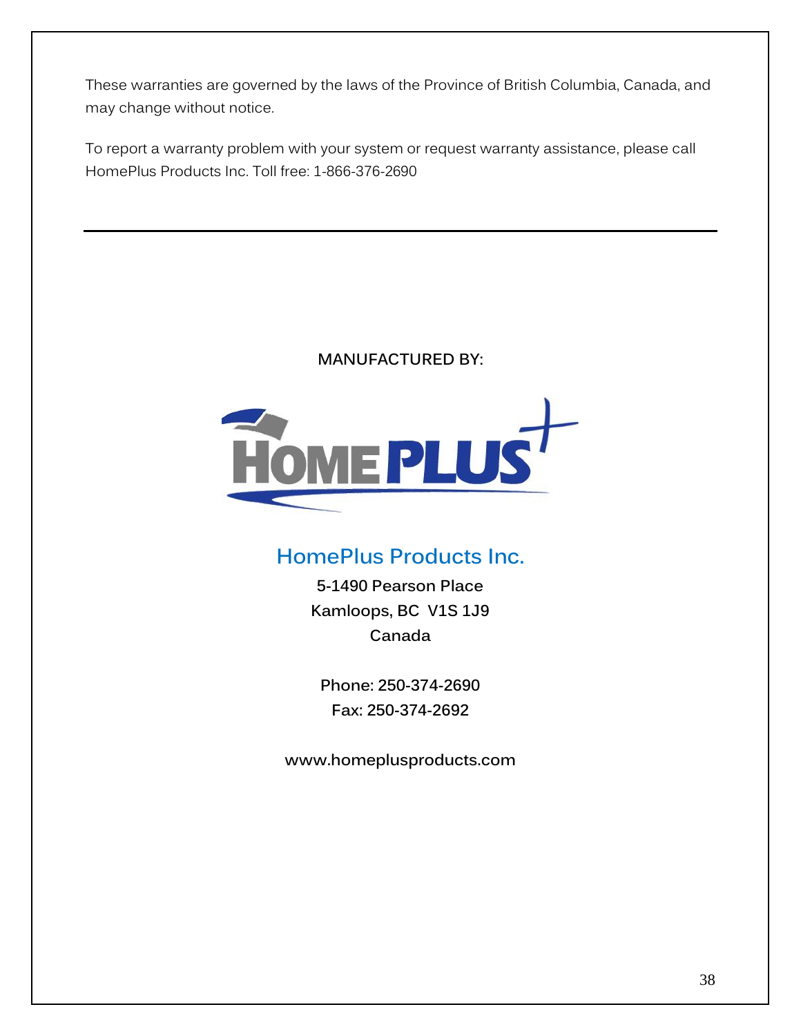These warranties are governed by the laws of the Province of British Columbia, Canada, and may change without notice.

To report a warranty problem with your system or request warranty assistance, please call HomePlus Products Inc. Toll free: 1-866-376-2690

---

**MANUFACTURED BY:**

## HomePlus Products Inc.

**5-1490 Pearson Place**
**Kamloops, BC V1S 1J9**
**Canada**

**Phone: 250-374-2690**
**Fax: 250-374-2692**

**www.homeplusproducts.com**